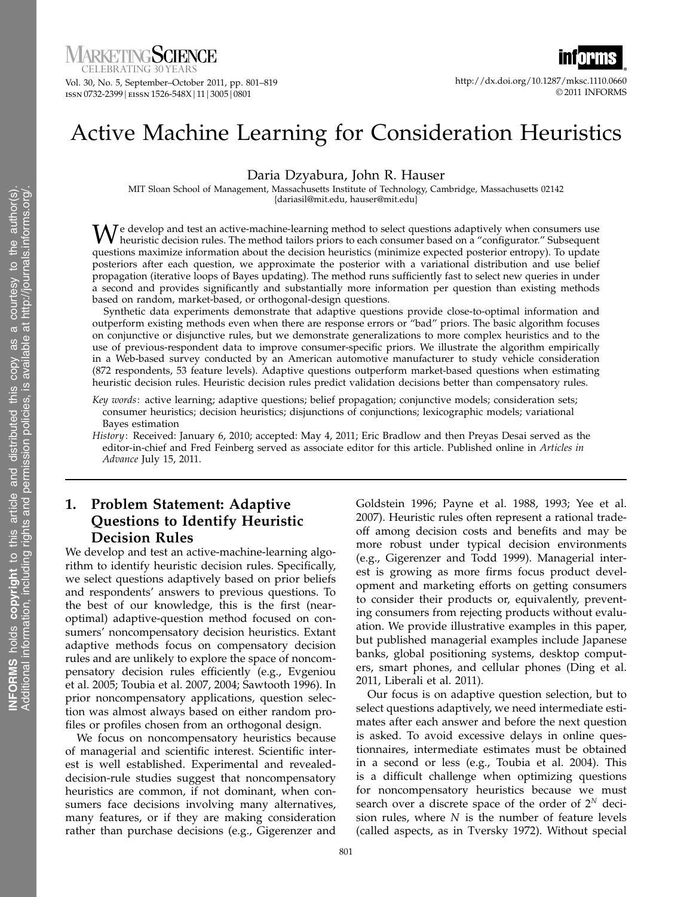# Active Machine Learning for Consideration Heuristics

Daria Dzyabura, John R. Hauser

MIT Sloan School of Management, Massachusetts Institute of Technology, Cambridge, Massachusetts 02142
{dariasil@mit.edu, hauser@mit.edu}

We develop and test an active-machine-learning method to select questions adaptively when consumers use heuristic decision rules. The method tailors priors to each consumer based on a "configurator." Subsequent questions maximize information about the decision heuristics (minimize expected posterior entropy). To update posteriors after each question, we approximate the posterior with a variational distribution and use belief propagation (iterative loops of Bayes updating). The method runs sufficiently fast to select new queries in under a second and provides significantly and substantially more information per question than existing methods based on random, market-based, or orthogonal-design questions.

Synthetic data experiments demonstrate that adaptive questions provide close-to-optimal information and outperform existing methods even when there are response errors or "bad" priors. The basic algorithm focuses on conjunctive or disjunctive rules, but we demonstrate generalizations to more complex heuristics and to the use of previous-respondent data to improve consumer-specific priors. We illustrate the algorithm empirically in a Web-based survey conducted by an American automotive manufacturer to study vehicle consideration (872 respondents, 53 feature levels). Adaptive questions outperform market-based questions when estimating heuristic decision rules. Heuristic decision rules predict validation decisions better than compensatory rules.

*Key words*: active learning; adaptive questions; belief propagation; conjunctive models; consideration sets; consumer heuristics; decision heuristics; disjunctions of conjunctions; lexicographic models; variational Bayes estimation

*History*: Received: January 6, 2010; accepted: May 4, 2011; Eric Bradlow and then Preyas Desai served as the editor-in-chief and Fred Feinberg served as associate editor for this article. Published online in *Articles in Advance* July 15, 2011.

## 1. Problem Statement: Adaptive Questions to Identify Heuristic Decision Rules

We develop and test an active-machine-learning algorithm to identify heuristic decision rules. Specifically, we select questions adaptively based on prior beliefs and respondents' answers to previous questions. To the best of our knowledge, this is the first (near-optimal) adaptive-question method focused on consumers' noncompensatory decision heuristics. Extant adaptive methods focus on compensatory decision rules and are unlikely to explore the space of noncompensatory decision rules efficiently (e.g., Evgeniou et al. 2005; Toubia et al. 2007, 2004; Sawtooth 1996). In prior noncompensatory applications, question selection was almost always based on either random profiles or profiles chosen from an orthogonal design.

We focus on noncompensatory heuristics because of managerial and scientific interest. Scientific interest is well established. Experimental and revealed-decision-rule studies suggest that noncompensatory heuristics are common, if not dominant, when consumers face decisions involving many alternatives, many features, or if they are making consideration rather than purchase decisions (e.g., Gigerenzer and Goldstein 1996; Payne et al. 1988, 1993; Yee et al. 2007). Heuristic rules often represent a rational tradeoff among decision costs and benefits and may be more robust under typical decision environments (e.g., Gigerenzer and Todd 1999). Managerial interest is growing as more firms focus product development and marketing efforts on getting consumers to consider their products or, equivalently, preventing consumers from rejecting products without evaluation. We provide illustrative examples in this paper, but published managerial examples include Japanese banks, global positioning systems, desktop computers, smart phones, and cellular phones (Ding et al. 2011, Liberali et al. 2011).

Our focus is on adaptive question selection, but to select questions adaptively, we need intermediate estimates after each answer and before the next question is asked. To avoid excessive delays in online questionnaires, intermediate estimates must be obtained in a second or less (e.g., Toubia et al. 2004). This is a difficult challenge when optimizing questions for noncompensatory heuristics because we must search over a discrete space of the order of $2^N$ decision rules, where $N$ is the number of feature levels (called aspects, as in Tversky 1972). Without special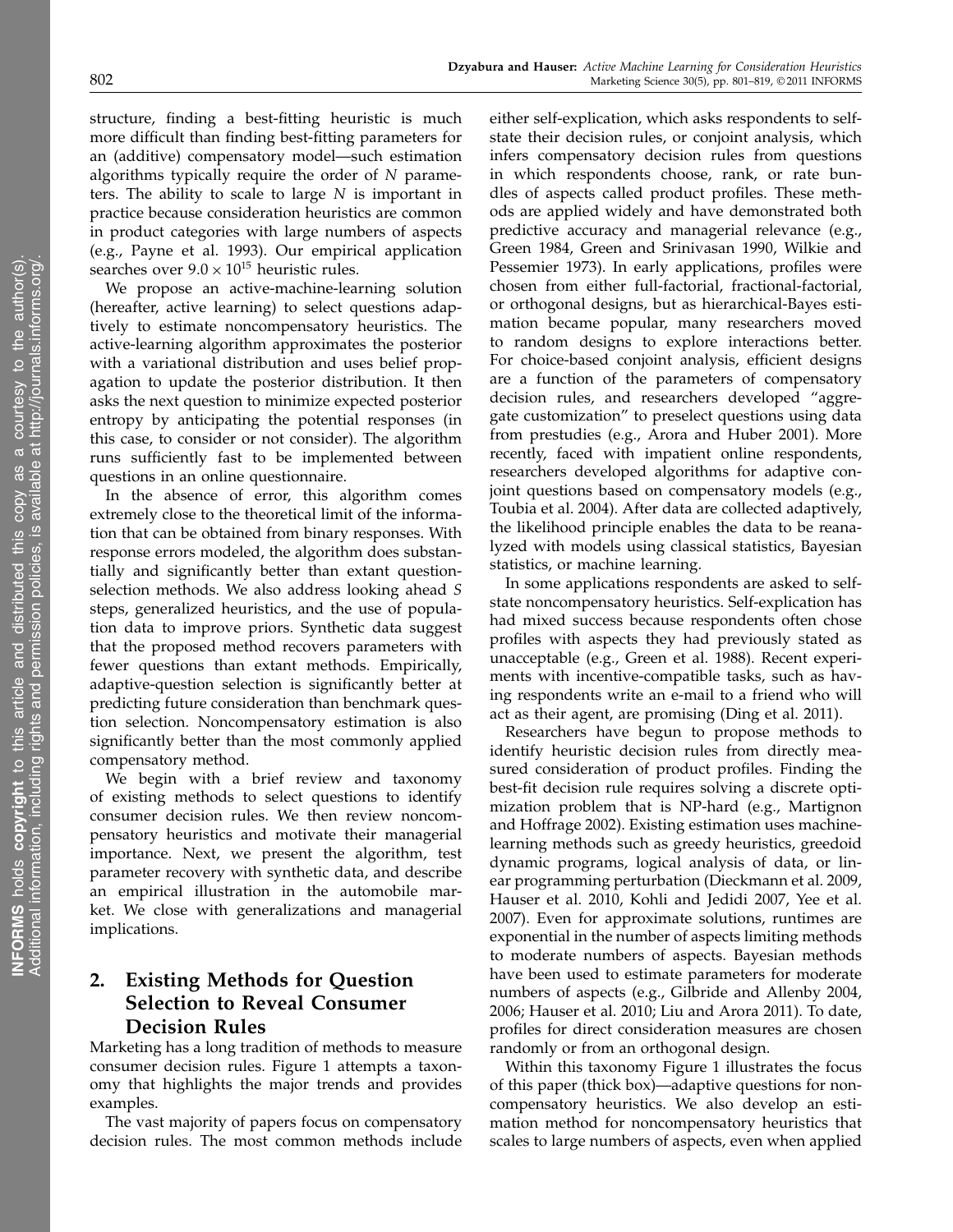structure, finding a best-fitting heuristic is much more difficult than finding best-fitting parameters for an (additive) compensatory model—such estimation algorithms typically require the order of $N$ parameters. The ability to scale to large $N$ is important in practice because consideration heuristics are common in product categories with large numbers of aspects (e.g., Payne et al. 1993). Our empirical application searches over $9.0 \times 10^{15}$ heuristic rules.

We propose an active-machine-learning solution (hereafter, active learning) to select questions adaptively to estimate noncompensatory heuristics. The active-learning algorithm approximates the posterior with a variational distribution and uses belief propagation to update the posterior distribution. It then asks the next question to minimize expected posterior entropy by anticipating the potential responses (in this case, to consider or not consider). The algorithm runs sufficiently fast to be implemented between questions in an online questionnaire.

In the absence of error, this algorithm comes extremely close to the theoretical limit of the information that can be obtained from binary responses. With response errors modeled, the algorithm does substantially and significantly better than extant question-selection methods. We also address looking ahead $S$ steps, generalized heuristics, and the use of population data to improve priors. Synthetic data suggest that the proposed method recovers parameters with fewer questions than extant methods. Empirically, adaptive-question selection is significantly better at predicting future consideration than benchmark question selection. Noncompensatory estimation is also significantly better than the most commonly applied compensatory method.

We begin with a brief review and taxonomy of existing methods to select questions to identify consumer decision rules. We then review noncompensatory heuristics and motivate their managerial importance. Next, we present the algorithm, test parameter recovery with synthetic data, and describe an empirical illustration in the automobile market. We close with generalizations and managerial implications.

## 2. Existing Methods for Question Selection to Reveal Consumer Decision Rules

Marketing has a long tradition of methods to measure consumer decision rules. Figure 1 attempts a taxonomy that highlights the major trends and provides examples.

The vast majority of papers focus on compensatory decision rules. The most common methods include either self-explication, which asks respondents to self-state their decision rules, or conjoint analysis, which infers compensatory decision rules from questions in which respondents choose, rank, or rate bundles of aspects called product profiles. These methods are applied widely and have demonstrated both predictive accuracy and managerial relevance (e.g., Green 1984, Green and Srinivasan 1990, Wilkie and Pessemier 1973). In early applications, profiles were chosen from either full-factorial, fractional-factorial, or orthogonal designs, but as hierarchical-Bayes estimation became popular, many researchers moved to random designs to explore interactions better. For choice-based conjoint analysis, efficient designs are a function of the parameters of compensatory decision rules, and researchers developed "aggregate customization" to preselect questions using data from prestudies (e.g., Arora and Huber 2001). More recently, faced with impatient online respondents, researchers developed algorithms for adaptive conjoint questions based on compensatory models (e.g., Toubia et al. 2004). After data are collected adaptively, the likelihood principle enables the data to be reanalyzed with models using classical statistics, Bayesian statistics, or machine learning.

In some applications respondents are asked to self-state noncompensatory heuristics. Self-explication has had mixed success because respondents often chose profiles with aspects they had previously stated as unacceptable (e.g., Green et al. 1988). Recent experiments with incentive-compatible tasks, such as having respondents write an e-mail to a friend who will act as their agent, are promising (Ding et al. 2011).

Researchers have begun to propose methods to identify heuristic decision rules from directly measured consideration of product profiles. Finding the best-fit decision rule requires solving a discrete optimization problem that is NP-hard (e.g., Martignon and Hoffrage 2002). Existing estimation uses machine-learning methods such as greedy heuristics, greedoid dynamic programs, logical analysis of data, or linear programming perturbation (Dieckmann et al. 2009, Hauser et al. 2010, Kohli and Jedidi 2007, Yee et al. 2007). Even for approximate solutions, runtimes are exponential in the number of aspects limiting methods to moderate numbers of aspects. Bayesian methods have been used to estimate parameters for moderate numbers of aspects (e.g., Gilbride and Allenby 2004, 2006; Hauser et al. 2010; Liu and Arora 2011). To date, profiles for direct consideration measures are chosen randomly or from an orthogonal design.

Within this taxonomy Figure 1 illustrates the focus of this paper (thick box)—adaptive questions for noncompensatory heuristics. We also develop an estimation method for noncompensatory heuristics that scales to large numbers of aspects, even when applied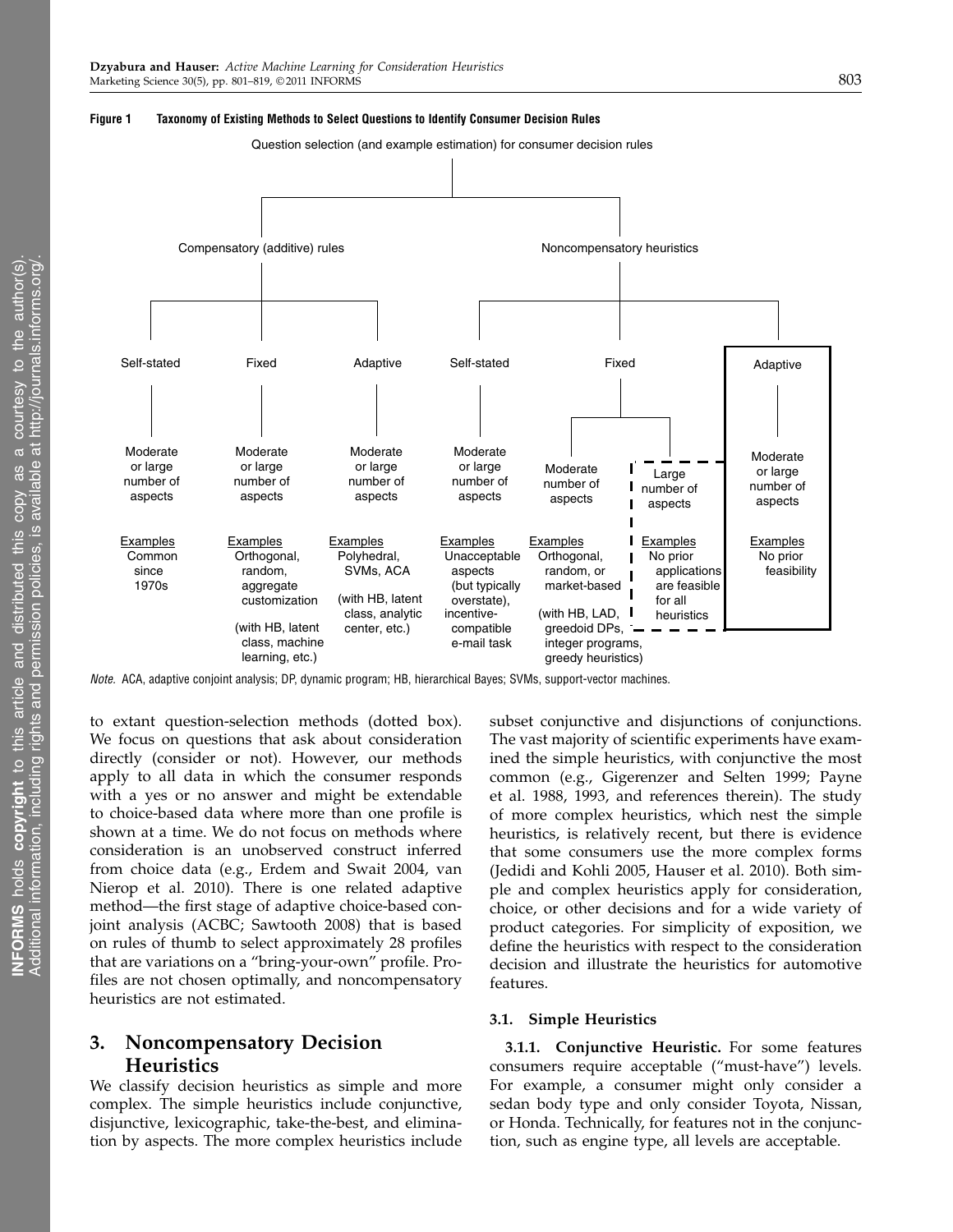**Figure 1 Taxonomy of Existing Methods to Select Questions to Identify Consumer Decision Rules**

Question selection (and example estimation) for consumer decision rules

- Compensatory (additive) rules
  - Self-stated — Moderate or large number of aspects — Examples: Common since 1970s
  - Fixed — Moderate or large number of aspects — Examples: Orthogonal, random, aggregate customization (with HB, latent class, machine learning, etc.)
  - Adaptive — Moderate or large number of aspects — Examples: Polyhedral, SVMs, ACA (with HB, latent class, analytic center, etc.)
- Noncompensatory heuristics
  - Self-stated — Moderate or large number of aspects — Examples: Unacceptable aspects (but typically overstate), incentive-compatible e-mail task
  - Fixed
    - Moderate number of aspects — Examples: Orthogonal, random, or market-based (with HB, LAD, greedoid DPs, integer programs, greedy heuristics)
    - Large number of aspects — Examples: No prior applications are feasible for all heuristics
  - Adaptive — Moderate or large number of aspects — Examples: No prior feasibility

*Note.* ACA, adaptive conjoint analysis; DP, dynamic program; HB, hierarchical Bayes; SVMs, support-vector machines.

to extant question-selection methods (dotted box). We focus on questions that ask about consideration directly (consider or not). However, our methods apply to all data in which the consumer responds with a yes or no answer and might be extendable to choice-based data where more than one profile is shown at a time. We do not focus on methods where consideration is an unobserved construct inferred from choice data (e.g., Erdem and Swait 2004, van Nierop et al. 2010). There is one related adaptive method—the first stage of adaptive choice-based conjoint analysis (ACBC; Sawtooth 2008) that is based on rules of thumb to select approximately 28 profiles that are variations on a "bring-your-own" profile. Profiles are not chosen optimally, and noncompensatory heuristics are not estimated.

## 3. Noncompensatory Decision Heuristics

We classify decision heuristics as simple and more complex. The simple heuristics include conjunctive, disjunctive, lexicographic, take-the-best, and elimination by aspects. The more complex heuristics include subset conjunctive and disjunctions of conjunctions. The vast majority of scientific experiments have examined the simple heuristics, with conjunctive the most common (e.g., Gigerenzer and Selten 1999; Payne et al. 1988, 1993, and references therein). The study of more complex heuristics, which nest the simple heuristics, is relatively recent, but there is evidence that some consumers use the more complex forms (Jedidi and Kohli 2005, Hauser et al. 2010). Both simple and complex heuristics apply for consideration, choice, or other decisions and for a wide variety of product categories. For simplicity of exposition, we define the heuristics with respect to the consideration decision and illustrate the heuristics for automotive features.

### 3.1. Simple Heuristics

**3.1.1. Conjunctive Heuristic.** For some features consumers require acceptable ("must-have") levels. For example, a consumer might only consider a sedan body type and only consider Toyota, Nissan, or Honda. Technically, for features not in the conjunction, such as engine type, all levels are acceptable.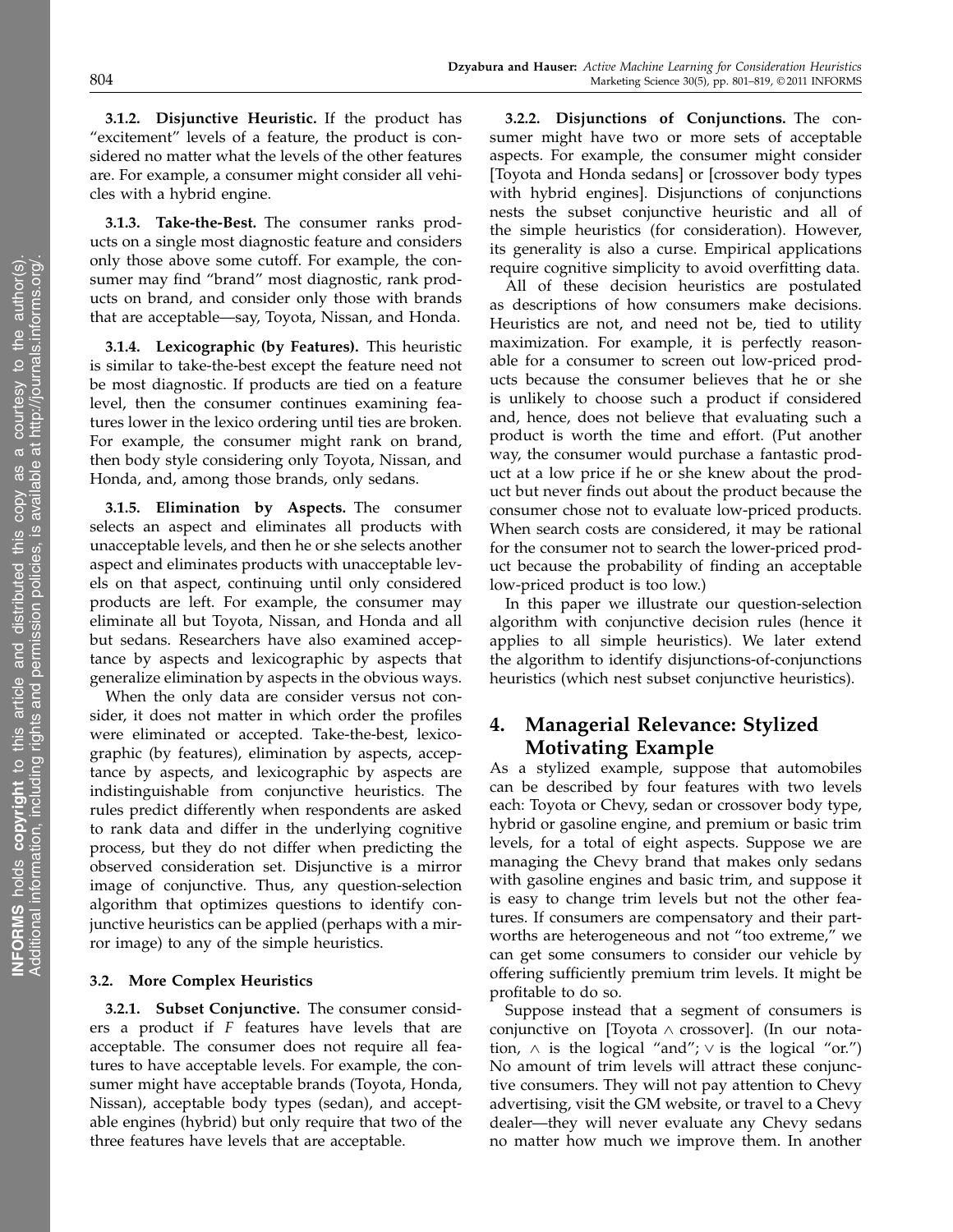**3.1.2. Disjunctive Heuristic.** If the product has "excitement" levels of a feature, the product is considered no matter what the levels of the other features are. For example, a consumer might consider all vehicles with a hybrid engine.

**3.1.3. Take-the-Best.** The consumer ranks products on a single most diagnostic feature and considers only those above some cutoff. For example, the consumer may find "brand" most diagnostic, rank products on brand, and consider only those with brands that are acceptable—say, Toyota, Nissan, and Honda.

**3.1.4. Lexicographic (by Features).** This heuristic is similar to take-the-best except the feature need not be most diagnostic. If products are tied on a feature level, then the consumer continues examining features lower in the lexico ordering until ties are broken. For example, the consumer might rank on brand, then body style considering only Toyota, Nissan, and Honda, and, among those brands, only sedans.

**3.1.5. Elimination by Aspects.** The consumer selects an aspect and eliminates all products with unacceptable levels, and then he or she selects another aspect and eliminates products with unacceptable levels on that aspect, continuing until only considered products are left. For example, the consumer may eliminate all but Toyota, Nissan, and Honda and all but sedans. Researchers have also examined acceptance by aspects and lexicographic by aspects that generalize elimination by aspects in the obvious ways.

When the only data are consider versus not consider, it does not matter in which order the profiles were eliminated or accepted. Take-the-best, lexicographic (by features), elimination by aspects, acceptance by aspects, and lexicographic by aspects are indistinguishable from conjunctive heuristics. The rules predict differently when respondents are asked to rank data and differ in the underlying cognitive process, but they do not differ when predicting the observed consideration set. Disjunctive is a mirror image of conjunctive. Thus, any question-selection algorithm that optimizes questions to identify conjunctive heuristics can be applied (perhaps with a mirror image) to any of the simple heuristics.

### 3.2. More Complex Heuristics

**3.2.1. Subset Conjunctive.** The consumer considers a product if $F$ features have levels that are acceptable. The consumer does not require all features to have acceptable levels. For example, the consumer might have acceptable brands (Toyota, Honda, Nissan), acceptable body types (sedan), and acceptable engines (hybrid) but only require that two of the three features have levels that are acceptable.

**3.2.2. Disjunctions of Conjunctions.** The consumer might have two or more sets of acceptable aspects. For example, the consumer might consider [Toyota and Honda sedans] or [crossover body types with hybrid engines]. Disjunctions of conjunctions nests the subset conjunctive heuristic and all of the simple heuristics (for consideration). However, its generality is also a curse. Empirical applications require cognitive simplicity to avoid overfitting data.

All of these decision heuristics are postulated as descriptions of how consumers make decisions. Heuristics are not, and need not be, tied to utility maximization. For example, it is perfectly reasonable for a consumer to screen out low-priced products because the consumer believes that he or she is unlikely to choose such a product if considered and, hence, does not believe that evaluating such a product is worth the time and effort. (Put another way, the consumer would purchase a fantastic product at a low price if he or she knew about the product but never finds out about the product because the consumer chose not to evaluate low-priced products. When search costs are considered, it may be rational for the consumer not to search the lower-priced product because the probability of finding an acceptable low-priced product is too low.)

In this paper we illustrate our question-selection algorithm with conjunctive decision rules (hence it applies to all simple heuristics). We later extend the algorithm to identify disjunctions-of-conjunctions heuristics (which nest subset conjunctive heuristics).

## 4. Managerial Relevance: Stylized Motivating Example

As a stylized example, suppose that automobiles can be described by four features with two levels each: Toyota or Chevy, sedan or crossover body type, hybrid or gasoline engine, and premium or basic trim levels, for a total of eight aspects. Suppose we are managing the Chevy brand that makes only sedans with gasoline engines and basic trim, and suppose it is easy to change trim levels but not the other features. If consumers are compensatory and their partworths are heterogeneous and not "too extreme," we can get some consumers to consider our vehicle by offering sufficiently premium trim levels. It might be profitable to do so.

Suppose instead that a segment of consumers is conjunctive on [Toyota $\wedge$ crossover]. (In our notation, $\wedge$ is the logical "and"; $\vee$ is the logical "or.") No amount of trim levels will attract these conjunctive consumers. They will not pay attention to Chevy advertising, visit the GM website, or travel to a Chevy dealer—they will never evaluate any Chevy sedans no matter how much we improve them. In another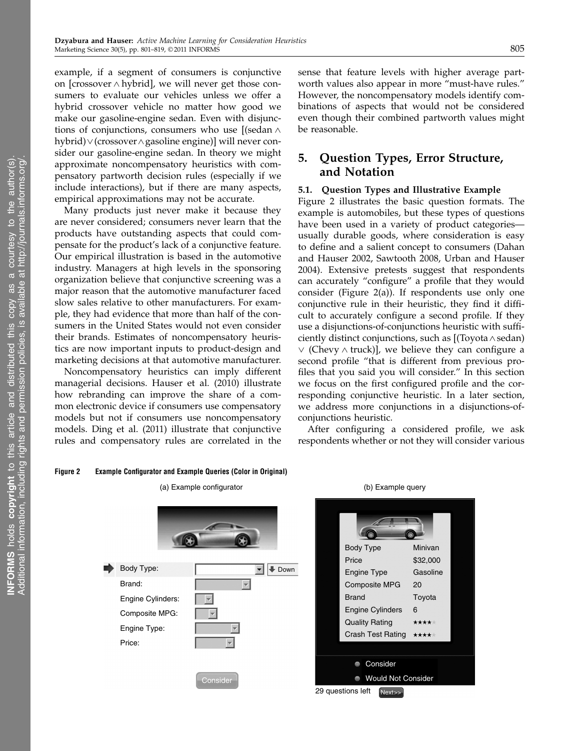example, if a segment of consumers is conjunctive on [crossover ∧ hybrid], we will never get those consumers to evaluate our vehicles unless we offer a hybrid crossover vehicle no matter how good we make our gasoline-engine sedan. Even with disjunctions of conjunctions, consumers who use [(sedan ∧ hybrid) ∨ (crossover ∧ gasoline engine)] will never consider our gasoline-engine sedan. In theory we might approximate noncompensatory heuristics with compensatory partworth decision rules (especially if we include interactions), but if there are many aspects, empirical approximations may not be accurate.

Many products just never make it because they are never considered; consumers never learn that the products have outstanding aspects that could compensate for the product's lack of a conjunctive feature. Our empirical illustration is based in the automotive industry. Managers at high levels in the sponsoring organization believe that conjunctive screening was a major reason that the automotive manufacturer faced slow sales relative to other manufacturers. For example, they had evidence that more than half of the consumers in the United States would not even consider their brands. Estimates of noncompensatory heuristics are now important inputs to product-design and marketing decisions at that automotive manufacturer.

Noncompensatory heuristics can imply different managerial decisions. Hauser et al. (2010) illustrate how rebranding can improve the share of a common electronic device if consumers use compensatory models but not if consumers use noncompensatory models. Ding et al. (2011) illustrate that conjunctive rules and compensatory rules are correlated in the sense that feature levels with higher average partworth values also appear in more "must-have rules." However, the noncompensatory models identify combinations of aspects that would not be considered even though their combined partworth values might be reasonable.

## 5. Question Types, Error Structure, and Notation

### 5.1. Question Types and Illustrative Example

Figure 2 illustrates the basic question formats. The example is automobiles, but these types of questions have been used in a variety of product categories—usually durable goods, where consideration is easy to define and a salient concept to consumers (Dahan and Hauser 2002, Sawtooth 2008, Urban and Hauser 2004). Extensive pretests suggest that respondents can accurately "configure" a profile that they would consider (Figure 2(a)). If respondents use only one conjunctive rule in their heuristic, they find it difficult to accurately configure a second profile. If they use a disjunctions-of-conjunctions heuristic with sufficiently distinct conjunctions, such as [(Toyota ∧ sedan) ∨ (Chevy ∧ truck)], we believe they can configure a second profile "that is different from previous profiles that you said you will consider." In this section we focus on the first configured profile and the corresponding conjunctive heuristic. In a later section, we address more conjunctions in a disjunctions-of-conjunctions heuristic.

After configuring a considered profile, we ask respondents whether or not they will consider various

**Figure 2** Example Configurator and Example Queries (Color in Original)

(a) Example configurator

| | |
|---|---|
| Body Type: | Down |
| Brand: | |
| Engine Cylinders: | |
| Composite MPG: | |
| Engine Type: | |
| Price: | |

Consider

(b) Example query

| | |
|---|---|
| Body Type | Minivan |
| Price | $32,000 |
| Engine Type | Gasoline |
| Composite MPG | 20 |
| Brand | Toyota |
| Engine Cylinders | 6 |
| Quality Rating | ★★★★ |
| Crash Test Rating | ★★★★ |

Consider
Would Not Consider

29 questions left Next>>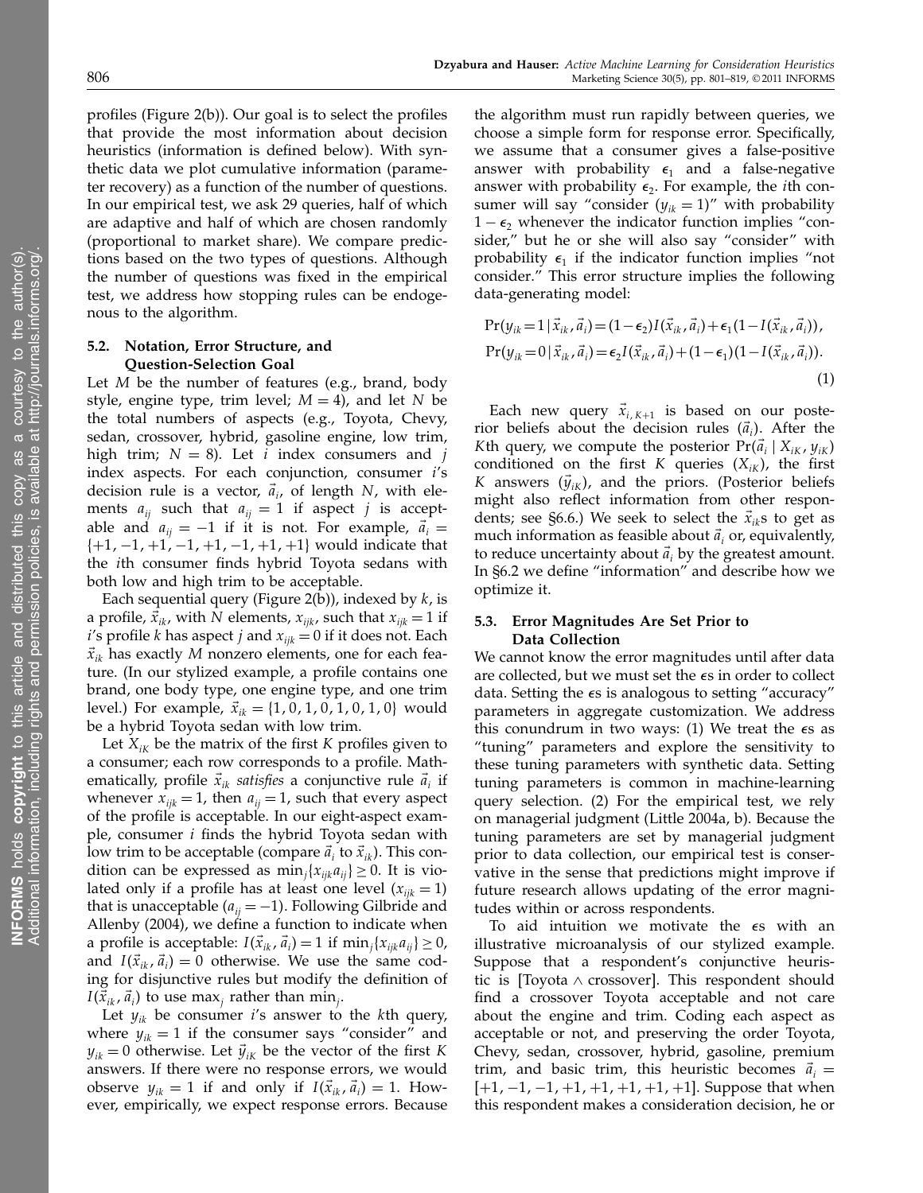profiles (Figure 2(b)). Our goal is to select the profiles that provide the most information about decision heuristics (information is defined below). With synthetic data we plot cumulative information (parameter recovery) as a function of the number of questions. In our empirical test, we ask 29 queries, half of which are adaptive and half of which are chosen randomly (proportional to market share). We compare predictions based on the two types of questions. Although the number of questions was fixed in the empirical test, we address how stopping rules can be endogenous to the algorithm.

### 5.2. Notation, Error Structure, and Question-Selection Goal

Let $M$ be the number of features (e.g., brand, body style, engine type, trim level; $M = 4$), and let $N$ be the total numbers of aspects (e.g., Toyota, Chevy, sedan, crossover, hybrid, gasoline engine, low trim, high trim; $N = 8$). Let $i$ index consumers and $j$ index aspects. For each conjunction, consumer $i$'s decision rule is a vector, $\vec{a}_i$, of length $N$, with elements $a_{ij}$ such that $a_{ij} = 1$ if aspect $j$ is acceptable and $a_{ij} = -1$ if it is not. For example, $\vec{a}_i = \{+1, -1, +1, -1, +1, -1, +1, +1\}$ would indicate that the $i$th consumer finds hybrid Toyota sedans with both low and high trim to be acceptable.

Each sequential query (Figure 2(b)), indexed by $k$, is a profile, $\vec{x}_{ik}$, with $N$ elements, $x_{ijk}$, such that $x_{ijk} = 1$ if $i$'s profile $k$ has aspect $j$ and $x_{ijk} = 0$ if it does not. Each $\vec{x}_{ik}$ has exactly $M$ nonzero elements, one for each feature. (In our stylized example, a profile contains one brand, one body type, one engine type, and one trim level.) For example, $\vec{x}_{ik} = \{1, 0, 1, 0, 1, 0, 1, 0\}$ would be a hybrid Toyota sedan with low trim.

Let $X_{iK}$ be the matrix of the first $K$ profiles given to a consumer; each row corresponds to a profile. Mathematically, profile $\vec{x}_{ik}$ *satisfies* a conjunctive rule $\vec{a}_i$ if whenever $x_{ijk} = 1$, then $a_{ij} = 1$, such that every aspect of the profile is acceptable. In our eight-aspect example, consumer $i$ finds the hybrid Toyota sedan with low trim to be acceptable (compare $\vec{a}_i$ to $\vec{x}_{ik}$). This condition can be expressed as $\min_j\{x_{ijk}a_{ij}\} \geq 0$. It is violated only if a profile has at least one level ($x_{ijk} = 1$) that is unacceptable ($a_{ij} = -1$). Following Gilbride and Allenby (2004), we define a function to indicate when a profile is acceptable: $I(\vec{x}_{ik}, \vec{a}_i) = 1$ if $\min_j\{x_{ijk}a_{ij}\} \geq 0$, and $I(\vec{x}_{ik}, \vec{a}_i) = 0$ otherwise. We use the same coding for disjunctive rules but modify the definition of $I(\vec{x}_{ik}, \vec{a}_i)$ to use $\max_j$ rather than $\min_j$.

Let $y_{ik}$ be consumer $i$'s answer to the $k$th query, where $y_{ik} = 1$ if the consumer says "consider" and $y_{ik} = 0$ otherwise. Let $\vec{y}_{iK}$ be the vector of the first $K$ answers. If there were no response errors, we would observe $y_{ik} = 1$ if and only if $I(\vec{x}_{ik}, \vec{a}_i) = 1$. However, empirically, we expect response errors. Because the algorithm must run rapidly between queries, we choose a simple form for response error. Specifically, we assume that a consumer gives a false-positive answer with probability $\epsilon_1$ and a false-negative answer with probability $\epsilon_2$. For example, the $i$th consumer will say "consider ($y_{ik} = 1$)" with probability $1 - \epsilon_2$ whenever the indicator function implies "consider," but he or she will also say "consider" with probability $\epsilon_1$ if the indicator function implies "not consider." This error structure implies the following data-generating model:

$$
\begin{aligned}
\Pr(y_{ik}=1 \mid \vec{x}_{ik}, \vec{a}_i) &= (1-\epsilon_2)I(\vec{x}_{ik}, \vec{a}_i) + \epsilon_1(1 - I(\vec{x}_{ik}, \vec{a}_i)), \\
\Pr(y_{ik}=0 \mid \vec{x}_{ik}, \vec{a}_i) &= \epsilon_2 I(\vec{x}_{ik}, \vec{a}_i) + (1-\epsilon_1)(1 - I(\vec{x}_{ik}, \vec{a}_i)).
\end{aligned} \tag{1}
$$

Each new query $\vec{x}_{i,K+1}$ is based on our posterior beliefs about the decision rules ($\vec{a}_i$). After the $K$th query, we compute the posterior $\Pr(\vec{a}_i \mid X_{iK}, y_{iK})$ conditioned on the first $K$ queries ($X_{iK}$), the first $K$ answers ($\vec{y}_{iK}$), and the priors. (Posterior beliefs might also reflect information from other respondents; see §6.6.) We seek to select the $\vec{x}_{ik}$s to get as much information as feasible about $\vec{a}_i$ or, equivalently, to reduce uncertainty about $\vec{a}_i$ by the greatest amount. In §6.2 we define "information" and describe how we optimize it.

### 5.3. Error Magnitudes Are Set Prior to Data Collection

We cannot know the error magnitudes until after data are collected, but we must set the $\epsilon$s in order to collect data. Setting the $\epsilon$s is analogous to setting "accuracy" parameters in aggregate customization. We address this conundrum in two ways: (1) We treat the $\epsilon$s as "tuning" parameters and explore the sensitivity to these tuning parameters with synthetic data. Setting tuning parameters is common in machine-learning query selection. (2) For the empirical test, we rely on managerial judgment (Little 2004a, b). Because the tuning parameters are set by managerial judgment prior to data collection, our empirical test is conservative in the sense that predictions might improve if future research allows updating of the error magnitudes within or across respondents.

To aid intuition we motivate the $\epsilon$s with an illustrative microanalysis of our stylized example. Suppose that a respondent's conjunctive heuristic is [Toyota $\wedge$ crossover]. This respondent should find a crossover Toyota acceptable and not care about the engine and trim. Coding each aspect as acceptable or not, and preserving the order Toyota, Chevy, sedan, crossover, hybrid, gasoline, premium trim, and basic trim, this heuristic becomes $\vec{a}_i = [+1, -1, -1, +1, +1, +1, +1, +1]$. Suppose that when this respondent makes a consideration decision, he or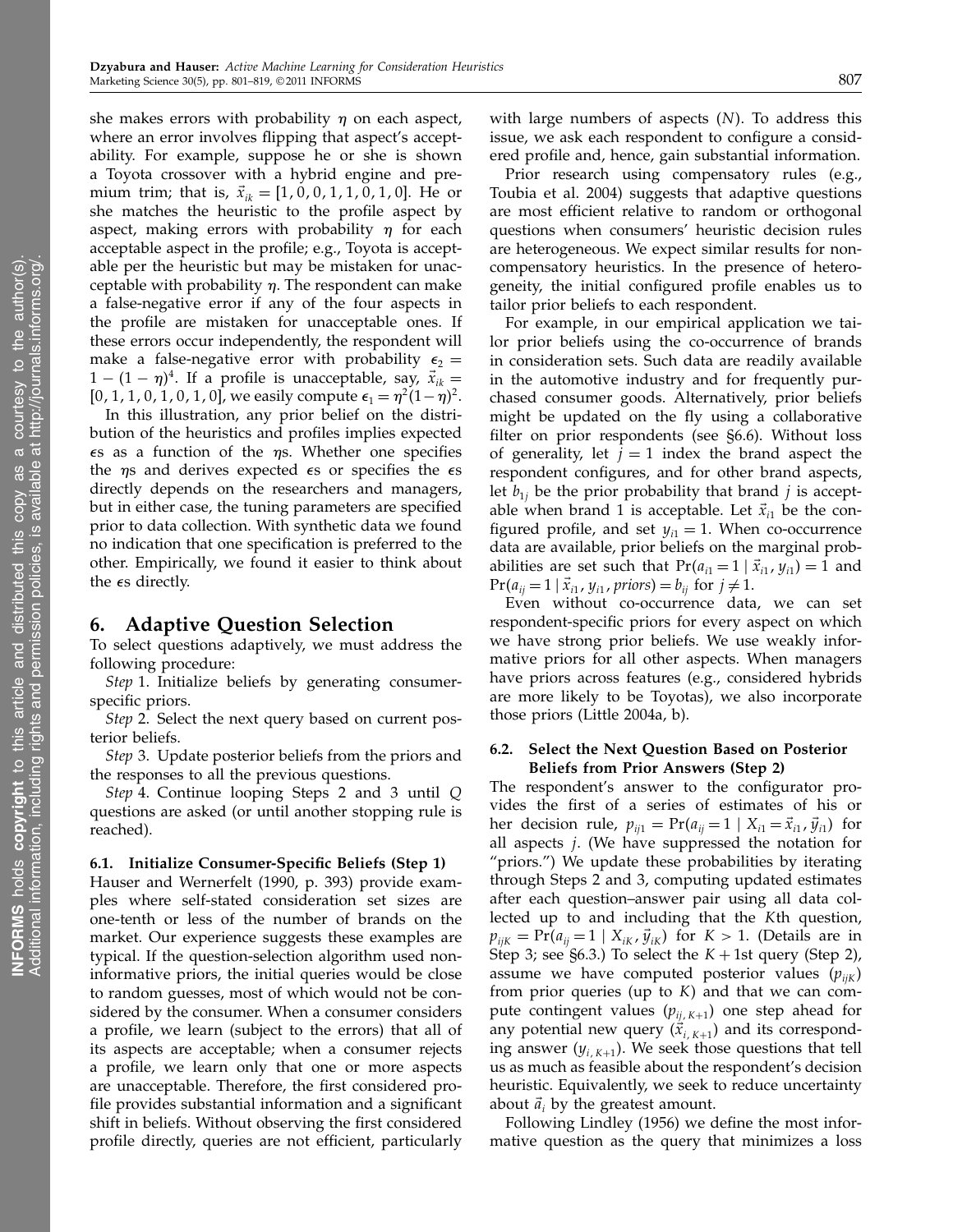she makes errors with probability $\eta$ on each aspect, where an error involves flipping that aspect's acceptability. For example, suppose he or she is shown a Toyota crossover with a hybrid engine and premium trim; that is, $\vec{x}_{ik} = [1, 0, 0, 1, 1, 0, 1, 0]$. He or she matches the heuristic to the profile aspect by aspect, making errors with probability $\eta$ for each acceptable aspect in the profile; e.g., Toyota is acceptable per the heuristic but may be mistaken for unacceptable with probability $\eta$. The respondent can make a false-negative error if any of the four aspects in the profile are mistaken for unacceptable ones. If these errors occur independently, the respondent will make a false-negative error with probability $\epsilon_2 = 1 - (1 - \eta)^4$. If a profile is unacceptable, say, $\vec{x}_{ik} = [0, 1, 1, 0, 1, 0, 1, 0]$, we easily compute $\epsilon_1 = \eta^2(1-\eta)^2$.

In this illustration, any prior belief on the distribution of the heuristics and profiles implies expected $\epsilon$s as a function of the $\eta$s. Whether one specifies the $\eta$s and derives expected $\epsilon$s or specifies the $\epsilon$s directly depends on the researchers and managers, but in either case, the tuning parameters are specified prior to data collection. With synthetic data we found no indication that one specification is preferred to the other. Empirically, we found it easier to think about the $\epsilon$s directly.

## 6. Adaptive Question Selection

To select questions adaptively, we must address the following procedure:

*Step* 1. Initialize beliefs by generating consumer-specific priors.

*Step* 2. Select the next query based on current posterior beliefs.

*Step* 3. Update posterior beliefs from the priors and the responses to all the previous questions.

*Step* 4. Continue looping Steps 2 and 3 until $Q$ questions are asked (or until another stopping rule is reached).

### 6.1. Initialize Consumer-Specific Beliefs (Step 1)

Hauser and Wernerfelt (1990, p. 393) provide examples where self-stated consideration set sizes are one-tenth or less of the number of brands on the market. Our experience suggests these examples are typical. If the question-selection algorithm used noninformative priors, the initial queries would be close to random guesses, most of which would not be considered by the consumer. When a consumer considers a profile, we learn (subject to the errors) that all of its aspects are acceptable; when a consumer rejects a profile, we learn only that one or more aspects are unacceptable. Therefore, the first considered profile provides substantial information and a significant shift in beliefs. Without observing the first considered profile directly, queries are not efficient, particularly with large numbers of aspects ($N$). To address this issue, we ask each respondent to configure a considered profile and, hence, gain substantial information.

Prior research using compensatory rules (e.g., Toubia et al. 2004) suggests that adaptive questions are most efficient relative to random or orthogonal questions when consumers' heuristic decision rules are heterogeneous. We expect similar results for noncompensatory heuristics. In the presence of heterogeneity, the initial configured profile enables us to tailor prior beliefs to each respondent.

For example, in our empirical application we tailor prior beliefs using the co-occurrence of brands in consideration sets. Such data are readily available in the automotive industry and for frequently purchased consumer goods. Alternatively, prior beliefs might be updated on the fly using a collaborative filter on prior respondents (see §6.6). Without loss of generality, let $j = 1$ index the brand aspect the respondent configures, and for other brand aspects, let $b_{1j}$ be the prior probability that brand $j$ is acceptable when brand 1 is acceptable. Let $\vec{x}_{i1}$ be the configured profile, and set $y_{i1} = 1$. When co-occurrence data are available, prior beliefs on the marginal probabilities are set such that $\Pr(a_{i1} = 1 \mid \vec{x}_{i1}, y_{i1}) = 1$ and $\Pr(a_{ij} = 1 \mid \vec{x}_{i1}, y_{i1}, priors) = b_{ij}$ for $j \neq 1$.

Even without co-occurrence data, we can set respondent-specific priors for every aspect on which we have strong prior beliefs. We use weakly informative priors for all other aspects. When managers have priors across features (e.g., considered hybrids are more likely to be Toyotas), we also incorporate those priors (Little 2004a, b).

### 6.2. Select the Next Question Based on Posterior Beliefs from Prior Answers (Step 2)

The respondent's answer to the configurator provides the first of a series of estimates of his or her decision rule, $p_{ij1} = \Pr(a_{ij} = 1 \mid X_{i1} = \vec{x}_{i1}, \vec{y}_{i1})$ for all aspects $j$. (We have suppressed the notation for "priors.") We update these probabilities by iterating through Steps 2 and 3, computing updated estimates after each question–answer pair using all data collected up to and including that the $K$th question, $p_{ijK} = \Pr(a_{ij} = 1 \mid X_{iK}, \vec{y}_{iK})$ for $K > 1$. (Details are in Step 3; see §6.3.) To select the $K+1$st query (Step 2), assume we have computed posterior values ($p_{ijK}$) from prior queries (up to $K$) and that we can compute contingent values ($p_{ij,\,K+1}$) one step ahead for any potential new query ($\vec{x}_{i,\,K+1}$) and its corresponding answer ($y_{i,\,K+1}$). We seek those questions that tell us as much as feasible about the respondent's decision heuristic. Equivalently, we seek to reduce uncertainty about $\vec{a}_i$ by the greatest amount.

Following Lindley (1956) we define the most informative question as the query that minimizes a loss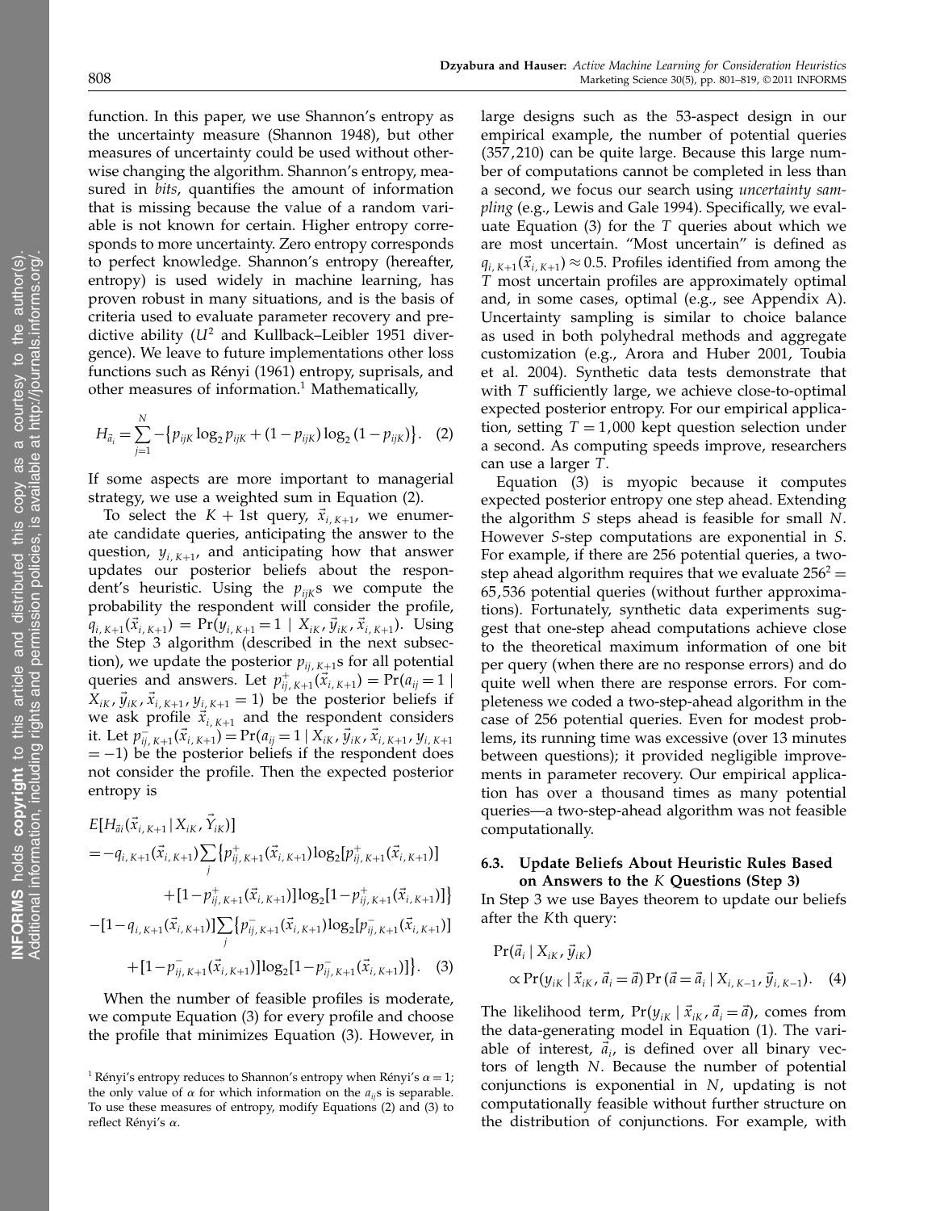function. In this paper, we use Shannon's entropy as the uncertainty measure (Shannon 1948), but other measures of uncertainty could be used without otherwise changing the algorithm. Shannon's entropy, measured in *bits*, quantifies the amount of information that is missing because the value of a random variable is not known for certain. Higher entropy corresponds to more uncertainty. Zero entropy corresponds to perfect knowledge. Shannon's entropy (hereafter, entropy) is used widely in machine learning, has proven robust in many situations, and is the basis of criteria used to evaluate parameter recovery and predictive ability ($U^2$ and Kullback–Leibler 1951 divergence). We leave to future implementations other loss functions such as Rényi (1961) entropy, suprisals, and other measures of information.[1] Mathematically,

$$H_{\vec{a}_i} = \sum_{j=1}^{N} -\{p_{ijK}\log_2 p_{ijK} + (1-p_{ijK})\log_2(1-p_{ijK})\}. \quad (2)$$

If some aspects are more important to managerial strategy, we use a weighted sum in Equation (2).

To select the $K+1$st query, $\vec{x}_{i,K+1}$, we enumerate candidate queries, anticipating the answer to the question, $y_{i,K+1}$, and anticipating how that answer updates our posterior beliefs about the respondent's heuristic. Using the $p_{ijK}$s we compute the probability the respondent will consider the profile, $q_{i,K+1}(\vec{x}_{i,K+1}) = \Pr(y_{i,K+1} = 1 \mid X_{iK}, \vec{y}_{iK}, \vec{x}_{i,K+1})$. Using the Step 3 algorithm (described in the next subsection), we update the posterior $p_{ij,K+1}$s for all potential queries and answers. Let $p^{+}_{ij,K+1}(\vec{x}_{i,K+1}) = \Pr(a_{ij} = 1 \mid X_{iK}, \vec{y}_{iK}, \vec{x}_{i,K+1}, y_{i,K+1} = 1)$ be the posterior beliefs if we ask profile $\vec{x}_{i,K+1}$ and the respondent considers it. Let $p^{-}_{ij,K+1}(\vec{x}_{i,K+1}) = \Pr(a_{ij} = 1 \mid X_{iK}, \vec{y}_{iK}, \vec{x}_{i,K+1}, y_{i,K+1} = -1)$ be the posterior beliefs if the respondent does not consider the profile. Then the expected posterior entropy is

$$\begin{aligned}
&E[H_{\vec{a}i}(\vec{x}_{i,K+1} \mid X_{iK}, \vec{Y}_{iK})] \\
&= -q_{i,K+1}(\vec{x}_{i,K+1})\sum_{j}\{p^{+}_{ij,K+1}(\vec{x}_{i,K+1})\log_2[p^{+}_{ij,K+1}(\vec{x}_{i,K+1})] \\
&\qquad + [1-p^{+}_{ij,K+1}(\vec{x}_{i,K+1})]\log_2[1-p^{+}_{ij,K+1}(\vec{x}_{i,K+1})]\} \\
&\quad -[1-q_{i,K+1}(\vec{x}_{i,K+1})]\sum_{j}\{p^{-}_{ij,K+1}(\vec{x}_{i,K+1})\log_2[p^{-}_{ij,K+1}(\vec{x}_{i,K+1})] \\
&\qquad + [1-p^{-}_{ij,K+1}(\vec{x}_{i,K+1})]\log_2[1-p^{-}_{ij,K+1}(\vec{x}_{i,K+1})]\}. \quad (3)
\end{aligned}$$

When the number of feasible profiles is moderate, we compute Equation (3) for every profile and choose the profile that minimizes Equation (3). However, in large designs such as the 53-aspect design in our empirical example, the number of potential queries (357,210) can be quite large. Because this large number of computations cannot be completed in less than a second, we focus our search using *uncertainty sampling* (e.g., Lewis and Gale 1994). Specifically, we evaluate Equation (3) for the $T$ queries about which we are most uncertain. "Most uncertain" is defined as $q_{i,K+1}(\vec{x}_{i,K+1}) \approx 0.5$. Profiles identified from among the $T$ most uncertain profiles are approximately optimal and, in some cases, optimal (e.g., see Appendix A). Uncertainty sampling is similar to choice balance as used in both polyhedral methods and aggregate customization (e.g., Arora and Huber 2001, Toubia et al. 2004). Synthetic data tests demonstrate that with $T$ sufficiently large, we achieve close-to-optimal expected posterior entropy. For our empirical application, setting $T = 1{,}000$ kept question selection under a second. As computing speeds improve, researchers can use a larger $T$.

Equation (3) is myopic because it computes expected posterior entropy one step ahead. Extending the algorithm $S$ steps ahead is feasible for small $N$. However $S$-step computations are exponential in $S$. For example, if there are 256 potential queries, a two-step ahead algorithm requires that we evaluate $256^2 = 65{,}536$ potential queries (without further approximations). Fortunately, synthetic data experiments suggest that one-step ahead computations achieve close to the theoretical maximum information of one bit per query (when there are no response errors) and do quite well when there are response errors. For completeness we coded a two-step-ahead algorithm in the case of 256 potential queries. Even for modest problems, its running time was excessive (over 13 minutes between questions); it provided negligible improvements in parameter recovery. Our empirical application has over a thousand times as many potential queries—a two-step-ahead algorithm was not feasible computationally.

### 6.3. Update Beliefs About Heuristic Rules Based on Answers to the $K$ Questions (Step 3)

In Step 3 we use Bayes theorem to update our beliefs after the $K$th query:

$$\Pr(\vec{a}_i \mid X_{iK}, \vec{y}_{iK}) \propto \Pr(y_{iK} \mid \vec{x}_{iK}, \vec{a}_i = \vec{a})\Pr(\vec{a} = \vec{a}_i \mid X_{i,K-1}, \vec{y}_{i,K-1}). \quad (4)$$

The likelihood term, $\Pr(y_{iK} \mid \vec{x}_{iK}, \vec{a}_i = \vec{a})$, comes from the data-generating model in Equation (1). The variable of interest, $\vec{a}_i$, is defined over all binary vectors of length $N$. Because the number of potential conjunctions is exponential in $N$, updating is not computationally feasible without further structure on the distribution of conjunctions. For example, with

[1] Rényi's entropy reduces to Shannon's entropy when Rényi's $\alpha = 1$; the only value of $\alpha$ for which information on the $a_{ij}$s is separable. To use these measures of entropy, modify Equations (2) and (3) to reflect Rényi's $\alpha$.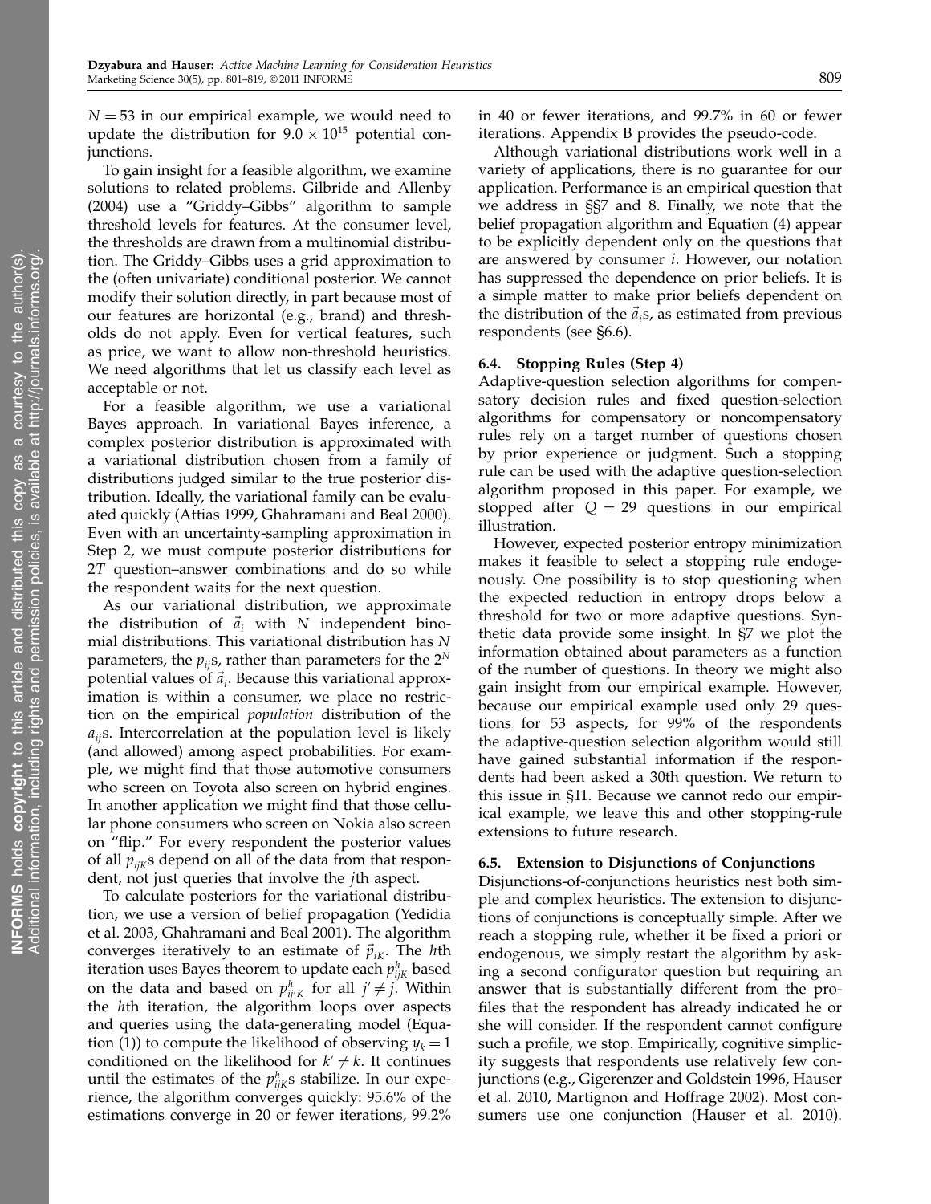$N = 53$ in our empirical example, we would need to update the distribution for $9.0 \times 10^{15}$ potential conjunctions.

To gain insight for a feasible algorithm, we examine solutions to related problems. Gilbride and Allenby (2004) use a "Griddy–Gibbs" algorithm to sample threshold levels for features. At the consumer level, the thresholds are drawn from a multinomial distribution. The Griddy–Gibbs uses a grid approximation to the (often univariate) conditional posterior. We cannot modify their solution directly, in part because most of our features are horizontal (e.g., brand) and thresholds do not apply. Even for vertical features, such as price, we want to allow non-threshold heuristics. We need algorithms that let us classify each level as acceptable or not.

For a feasible algorithm, we use a variational Bayes approach. In variational Bayes inference, a complex posterior distribution is approximated with a variational distribution chosen from a family of distributions judged similar to the true posterior distribution. Ideally, the variational family can be evaluated quickly (Attias 1999, Ghahramani and Beal 2000). Even with an uncertainty-sampling approximation in Step 2, we must compute posterior distributions for $2T$ question–answer combinations and do so while the respondent waits for the next question.

As our variational distribution, we approximate the distribution of $\vec{a}_i$ with $N$ independent binomial distributions. This variational distribution has $N$ parameters, the $p_{ij}$s, rather than parameters for the $2^N$ potential values of $\vec{a}_i$. Because this variational approximation is within a consumer, we place no restriction on the empirical *population* distribution of the $a_{ij}$s. Intercorrelation at the population level is likely (and allowed) among aspect probabilities. For example, we might find that those automotive consumers who screen on Toyota also screen on hybrid engines. In another application we might find that those cellular phone consumers who screen on Nokia also screen on "flip." For every respondent the posterior values of all $p_{ijK}$s depend on all of the data from that respondent, not just queries that involve the $j$th aspect.

To calculate posteriors for the variational distribution, we use a version of belief propagation (Yedidia et al. 2003, Ghahramani and Beal 2001). The algorithm converges iteratively to an estimate of $\vec{p}_{iK}$. The $h$th iteration uses Bayes theorem to update each $p^h_{ijK}$ based on the data and based on $p^h_{ij'K}$ for all $j' \neq j$. Within the $h$th iteration, the algorithm loops over aspects and queries using the data-generating model (Equation (1)) to compute the likelihood of observing $y_k = 1$ conditioned on the likelihood for $k' \neq k$. It continues until the estimates of the $p^h_{ijK}$s stabilize. In our experience, the algorithm converges quickly: 95.6% of the estimations converge in 20 or fewer iterations, 99.2% in 40 or fewer iterations, and 99.7% in 60 or fewer iterations. Appendix B provides the pseudo-code.

Although variational distributions work well in a variety of applications, there is no guarantee for our application. Performance is an empirical question that we address in §§7 and 8. Finally, we note that the belief propagation algorithm and Equation (4) appear to be explicitly dependent only on the questions that are answered by consumer $i$. However, our notation has suppressed the dependence on prior beliefs. It is a simple matter to make prior beliefs dependent on the distribution of the $\vec{a}_i$s, as estimated from previous respondents (see §6.6).

### 6.4. Stopping Rules (Step 4)

Adaptive-question selection algorithms for compensatory decision rules and fixed question-selection algorithms for compensatory or noncompensatory rules rely on a target number of questions chosen by prior experience or judgment. Such a stopping rule can be used with the adaptive question-selection algorithm proposed in this paper. For example, we stopped after $Q = 29$ questions in our empirical illustration.

However, expected posterior entropy minimization makes it feasible to select a stopping rule endogenously. One possibility is to stop questioning when the expected reduction in entropy drops below a threshold for two or more adaptive questions. Synthetic data provide some insight. In §7 we plot the information obtained about parameters as a function of the number of questions. In theory we might also gain insight from our empirical example. However, because our empirical example used only 29 questions for 53 aspects, for 99% of the respondents the adaptive-question selection algorithm would still have gained substantial information if the respondents had been asked a 30th question. We return to this issue in §11. Because we cannot redo our empirical example, we leave this and other stopping-rule extensions to future research.

### 6.5. Extension to Disjunctions of Conjunctions

Disjunctions-of-conjunctions heuristics nest both simple and complex heuristics. The extension to disjunctions of conjunctions is conceptually simple. After we reach a stopping rule, whether it be fixed a priori or endogenous, we simply restart the algorithm by asking a second configurator question but requiring an answer that is substantially different from the profiles that the respondent has already indicated he or she will consider. If the respondent cannot configure such a profile, we stop. Empirically, cognitive simplicity suggests that respondents use relatively few conjunctions (e.g., Gigerenzer and Goldstein 1996, Hauser et al. 2010, Martignon and Hoffrage 2002). Most consumers use one conjunction (Hauser et al. 2010).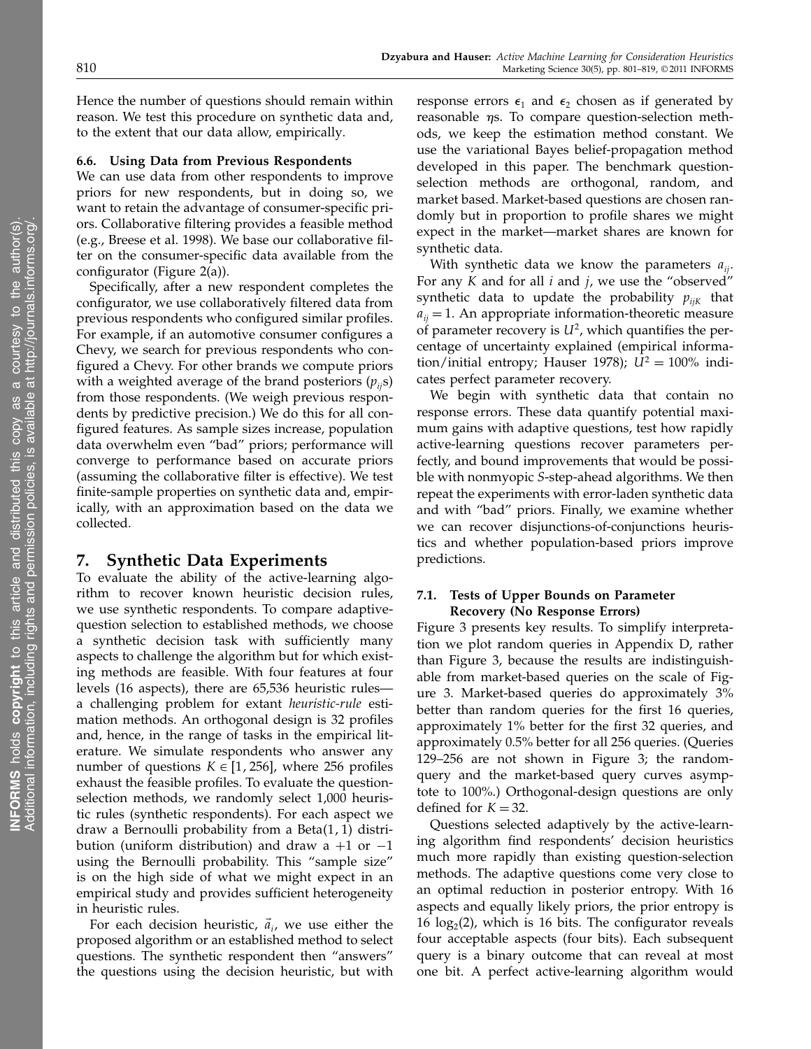Hence the number of questions should remain within reason. We test this procedure on synthetic data and, to the extent that our data allow, empirically.

### 6.6. Using Data from Previous Respondents

We can use data from other respondents to improve priors for new respondents, but in doing so, we want to retain the advantage of consumer-specific priors. Collaborative filtering provides a feasible method (e.g., Breese et al. 1998). We base our collaborative filter on the consumer-specific data available from the configurator (Figure 2(a)).

Specifically, after a new respondent completes the configurator, we use collaboratively filtered data from previous respondents who configured similar profiles. For example, if an automotive consumer configures a Chevy, we search for previous respondents who configured a Chevy. For other brands we compute priors with a weighted average of the brand posteriors ($p_{ij}$s) from those respondents. (We weigh previous respondents by predictive precision.) We do this for all configured features. As sample sizes increase, population data overwhelm even "bad" priors; performance will converge to performance based on accurate priors (assuming the collaborative filter is effective). We test finite-sample properties on synthetic data and, empirically, with an approximation based on the data we collected.

## 7. Synthetic Data Experiments

To evaluate the ability of the active-learning algorithm to recover known heuristic decision rules, we use synthetic respondents. To compare adaptive-question selection to established methods, we choose a synthetic decision task with sufficiently many aspects to challenge the algorithm but for which existing methods are feasible. With four features at four levels (16 aspects), there are 65,536 heuristic rules—a challenging problem for extant *heuristic-rule* estimation methods. An orthogonal design is 32 profiles and, hence, in the range of tasks in the empirical literature. We simulate respondents who answer any number of questions $K \in [1, 256]$, where 256 profiles exhaust the feasible profiles. To evaluate the question-selection methods, we randomly select 1,000 heuristic rules (synthetic respondents). For each aspect we draw a Bernoulli probability from a Beta(1, 1) distribution (uniform distribution) and draw a $+1$ or $-1$ using the Bernoulli probability. This "sample size" is on the high side of what we might expect in an empirical study and provides sufficient heterogeneity in heuristic rules.

For each decision heuristic, $\vec{a}_i$, we use either the proposed algorithm or an established method to select questions. The synthetic respondent then "answers" the questions using the decision heuristic, but with response errors $\epsilon_1$ and $\epsilon_2$ chosen as if generated by reasonable $\eta$s. To compare question-selection methods, we keep the estimation method constant. We use the variational Bayes belief-propagation method developed in this paper. The benchmark question-selection methods are orthogonal, random, and market based. Market-based questions are chosen randomly but in proportion to profile shares we might expect in the market—market shares are known for synthetic data.

With synthetic data we know the parameters $a_{ij}$. For any $K$ and for all $i$ and $j$, we use the "observed" synthetic data to update the probability $p_{ijK}$ that $a_{ij} = 1$. An appropriate information-theoretic measure of parameter recovery is $U^2$, which quantifies the percentage of uncertainty explained (empirical information/initial entropy; Hauser 1978); $U^2 = 100\%$ indicates perfect parameter recovery.

We begin with synthetic data that contain no response errors. These data quantify potential maximum gains with adaptive questions, test how rapidly active-learning questions recover parameters perfectly, and bound improvements that would be possible with nonmyopic $S$-step-ahead algorithms. We then repeat the experiments with error-laden synthetic data and with "bad" priors. Finally, we examine whether we can recover disjunctions-of-conjunctions heuristics and whether population-based priors improve predictions.

### 7.1. Tests of Upper Bounds on Parameter Recovery (No Response Errors)

Figure 3 presents key results. To simplify interpretation we plot random queries in Appendix D, rather than Figure 3, because the results are indistinguishable from market-based queries on the scale of Figure 3. Market-based queries do approximately 3% better than random queries for the first 16 queries, approximately 1% better for the first 32 queries, and approximately 0.5% better for all 256 queries. (Queries 129–256 are not shown in Figure 3; the random-query and the market-based query curves asymptote to 100%.) Orthogonal-design questions are only defined for $K = 32$.

Questions selected adaptively by the active-learning algorithm find respondents' decision heuristics much more rapidly than existing question-selection methods. The adaptive questions come very close to an optimal reduction in posterior entropy. With 16 aspects and equally likely priors, the prior entropy is $16 \log_2(2)$, which is 16 bits. The configurator reveals four acceptable aspects (four bits). Each subsequent query is a binary outcome that can reveal at most one bit. A perfect active-learning algorithm would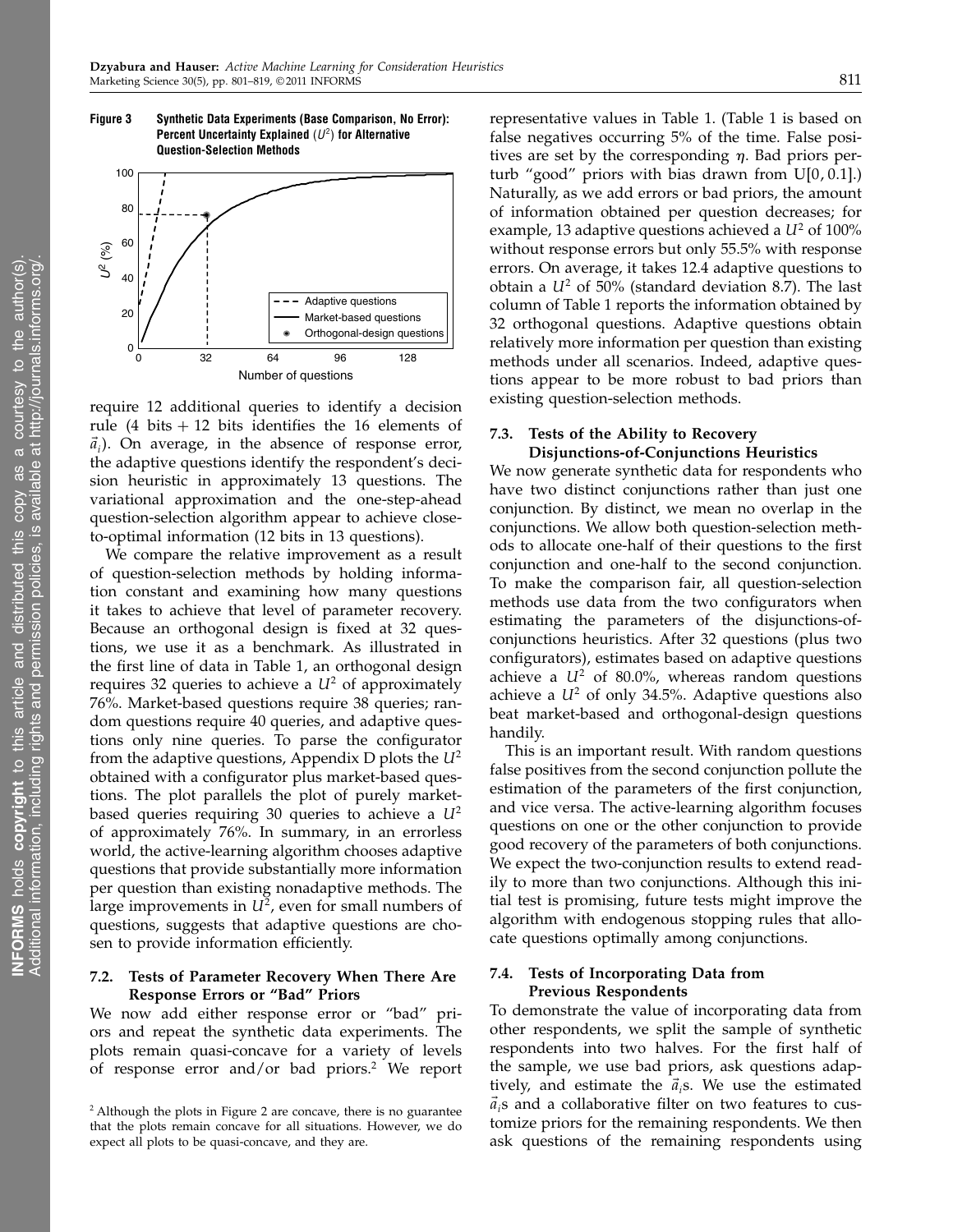**Figure 3 Synthetic Data Experiments (Base Comparison, No Error): Percent Uncertainty Explained ($U^2$) for Alternative Question-Selection Methods**

require 12 additional queries to identify a decision rule (4 bits + 12 bits identifies the 16 elements of $\vec{a}_i$). On average, in the absence of response error, the adaptive questions identify the respondent's decision heuristic in approximately 13 questions. The variational approximation and the one-step-ahead question-selection algorithm appear to achieve close-to-optimal information (12 bits in 13 questions).

We compare the relative improvement as a result of question-selection methods by holding information constant and examining how many questions it takes to achieve that level of parameter recovery. Because an orthogonal design is fixed at 32 questions, we use it as a benchmark. As illustrated in the first line of data in Table 1, an orthogonal design requires 32 queries to achieve a $U^2$ of approximately 76%. Market-based questions require 38 queries; random questions require 40 queries, and adaptive questions only nine queries. To parse the configurator from the adaptive questions, Appendix D plots the $U^2$ obtained with a configurator plus market-based questions. The plot parallels the plot of purely market-based queries requiring 30 queries to achieve a $U^2$ of approximately 76%. In summary, in an errorless world, the active-learning algorithm chooses adaptive questions that provide substantially more information per question than existing nonadaptive methods. The large improvements in $U^2$, even for small numbers of questions, suggests that adaptive questions are chosen to provide information efficiently.

### 7.2. Tests of Parameter Recovery When There Are Response Errors or "Bad" Priors

We now add either response error or "bad" priors and repeat the synthetic data experiments. The plots remain quasi-concave for a variety of levels of response error and/or bad priors.[2] We report representative values in Table 1. (Table 1 is based on false negatives occurring 5% of the time. False positives are set by the corresponding $\eta$. Bad priors perturb "good" priors with bias drawn from U[0, 0.1].) Naturally, as we add errors or bad priors, the amount of information obtained per question decreases; for example, 13 adaptive questions achieved a $U^2$ of 100% without response errors but only 55.5% with response errors. On average, it takes 12.4 adaptive questions to obtain a $U^2$ of 50% (standard deviation 8.7). The last column of Table 1 reports the information obtained by 32 orthogonal questions. Adaptive questions obtain relatively more information per question than existing methods under all scenarios. Indeed, adaptive questions appear to be more robust to bad priors than existing question-selection methods.

### 7.3. Tests of the Ability to Recovery Disjunctions-of-Conjunctions Heuristics

We now generate synthetic data for respondents who have two distinct conjunctions rather than just one conjunction. By distinct, we mean no overlap in the conjunctions. We allow both question-selection methods to allocate one-half of their questions to the first conjunction and one-half to the second conjunction. To make the comparison fair, all question-selection methods use data from the two configurators when estimating the parameters of the disjunctions-of-conjunctions heuristics. After 32 questions (plus two configurators), estimates based on adaptive questions achieve a $U^2$ of 80.0%, whereas random questions achieve a $U^2$ of only 34.5%. Adaptive questions also beat market-based and orthogonal-design questions handily.

This is an important result. With random questions false positives from the second conjunction pollute the estimation of the parameters of the first conjunction, and vice versa. The active-learning algorithm focuses questions on one or the other conjunction to provide good recovery of the parameters of both conjunctions. We expect the two-conjunction results to extend readily to more than two conjunctions. Although this initial test is promising, future tests might improve the algorithm with endogenous stopping rules that allocate questions optimally among conjunctions.

### 7.4. Tests of Incorporating Data from Previous Respondents

To demonstrate the value of incorporating data from other respondents, we split the sample of synthetic respondents into two halves. For the first half of the sample, we use bad priors, ask questions adaptively, and estimate the $\vec{a}_i$s. We use the estimated $\vec{a}_i$s and a collaborative filter on two features to customize priors for the remaining respondents. We then ask questions of the remaining respondents using

[2] Although the plots in Figure 2 are concave, there is no guarantee that the plots remain concave for all situations. However, we do expect all plots to be quasi-concave, and they are.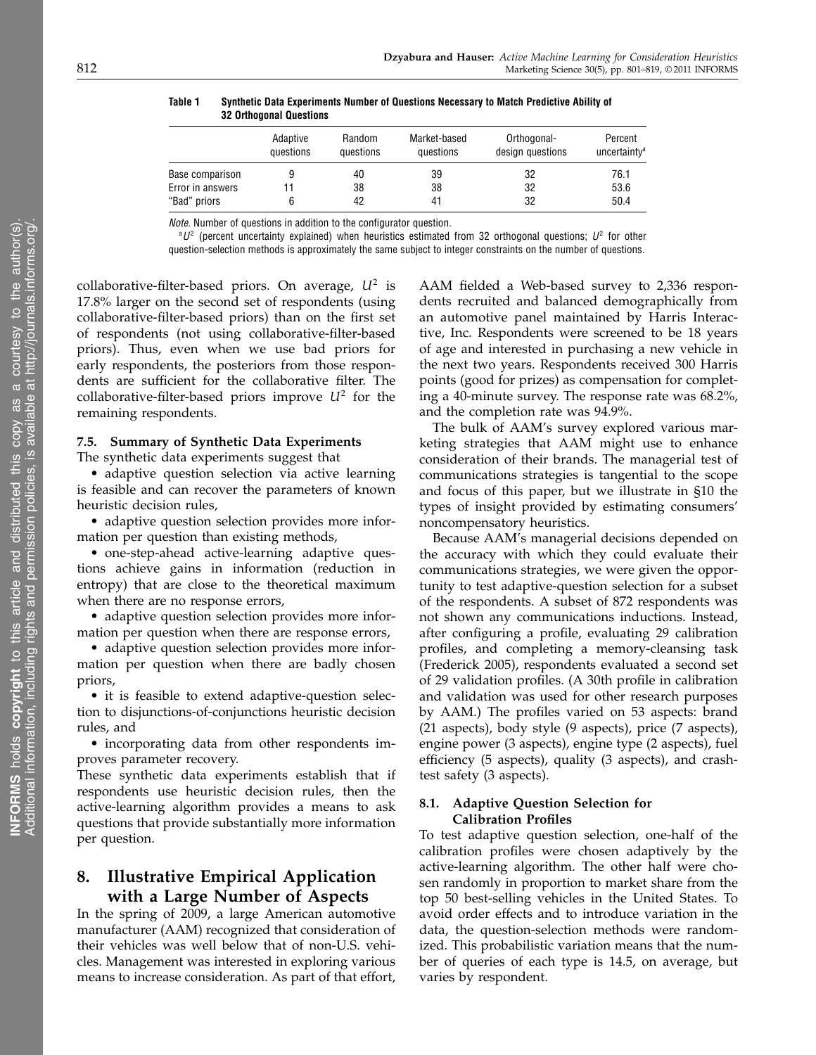**Table 1 Synthetic Data Experiments Number of Questions Necessary to Match Predictive Ability of 32 Orthogonal Questions**

| | Adaptive questions | Random questions | Market-based questions | Orthogonal-design questions | Percent uncertainty[a] |
|---|---|---|---|---|---|
| Base comparison | 9 | 40 | 39 | 32 | 76.1 |
| Error in answers | 11 | 38 | 38 | 32 | 53.6 |
| "Bad" priors | 6 | 42 | 41 | 32 | 50.4 |

*Note.* Number of questions in addition to the configurator question.

[a] $U^2$ (percent uncertainty explained) when heuristics estimated from 32 orthogonal questions; $U^2$ for other question-selection methods is approximately the same subject to integer constraints on the number of questions.

collaborative-filter-based priors. On average, $U^2$ is 17.8% larger on the second set of respondents (using collaborative-filter-based priors) than on the first set of respondents (not using collaborative-filter-based priors). Thus, even when we use bad priors for early respondents, the posteriors from those respondents are sufficient for the collaborative filter. The collaborative-filter-based priors improve $U^2$ for the remaining respondents.

### 7.5. Summary of Synthetic Data Experiments

The synthetic data experiments suggest that

- adaptive question selection via active learning is feasible and can recover the parameters of known heuristic decision rules,
- adaptive question selection provides more information per question than existing methods,
- one-step-ahead active-learning adaptive questions achieve gains in information (reduction in entropy) that are close to the theoretical maximum when there are no response errors,
- adaptive question selection provides more information per question when there are response errors,
- adaptive question selection provides more information per question when there are badly chosen priors,
- it is feasible to extend adaptive-question selection to disjunctions-of-conjunctions heuristic decision rules, and
- incorporating data from other respondents improves parameter recovery.

These synthetic data experiments establish that if respondents use heuristic decision rules, then the active-learning algorithm provides a means to ask questions that provide substantially more information per question.

## 8. Illustrative Empirical Application with a Large Number of Aspects

In the spring of 2009, a large American automotive manufacturer (AAM) recognized that consideration of their vehicles was well below that of non-U.S. vehicles. Management was interested in exploring various means to increase consideration. As part of that effort, AAM fielded a Web-based survey to 2,336 respondents recruited and balanced demographically from an automotive panel maintained by Harris Interactive, Inc. Respondents were screened to be 18 years of age and interested in purchasing a new vehicle in the next two years. Respondents received 300 Harris points (good for prizes) as compensation for completing a 40-minute survey. The response rate was 68.2%, and the completion rate was 94.9%.

The bulk of AAM's survey explored various marketing strategies that AAM might use to enhance consideration of their brands. The managerial test of communications strategies is tangential to the scope and focus of this paper, but we illustrate in §10 the types of insight provided by estimating consumers' noncompensatory heuristics.

Because AAM's managerial decisions depended on the accuracy with which they could evaluate their communications strategies, we were given the opportunity to test adaptive-question selection for a subset of the respondents. A subset of 872 respondents was not shown any communications inductions. Instead, after configuring a profile, evaluating 29 calibration profiles, and completing a memory-cleansing task (Frederick 2005), respondents evaluated a second set of 29 validation profiles. (A 30th profile in calibration and validation was used for other research purposes by AAM.) The profiles varied on 53 aspects: brand (21 aspects), body style (9 aspects), price (7 aspects), engine power (3 aspects), engine type (2 aspects), fuel efficiency (5 aspects), quality (3 aspects), and crash-test safety (3 aspects).

### 8.1. Adaptive Question Selection for Calibration Profiles

To test adaptive question selection, one-half of the calibration profiles were chosen adaptively by the active-learning algorithm. The other half were chosen randomly in proportion to market share from the top 50 best-selling vehicles in the United States. To avoid order effects and to introduce variation in the data, the question-selection methods were randomized. This probabilistic variation means that the number of queries of each type is 14.5, on average, but varies by respondent.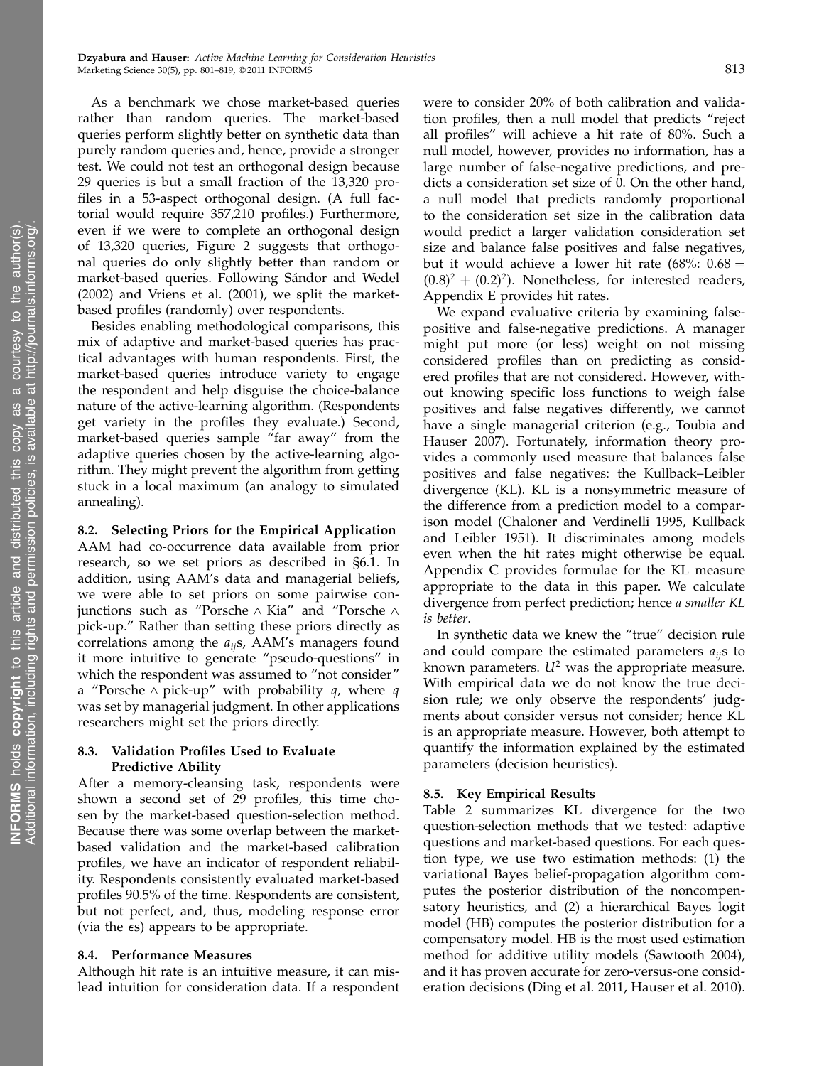As a benchmark we chose market-based queries rather than random queries. The market-based queries perform slightly better on synthetic data than purely random queries and, hence, provide a stronger test. We could not test an orthogonal design because 29 queries is but a small fraction of the 13,320 profiles in a 53-aspect orthogonal design. (A full factorial would require 357,210 profiles.) Furthermore, even if we were to complete an orthogonal design of 13,320 queries, Figure 2 suggests that orthogonal queries do only slightly better than random or market-based queries. Following Sándor and Wedel (2002) and Vriens et al. (2001), we split the market-based profiles (randomly) over respondents.

Besides enabling methodological comparisons, this mix of adaptive and market-based queries has practical advantages with human respondents. First, the market-based queries introduce variety to engage the respondent and help disguise the choice-balance nature of the active-learning algorithm. (Respondents get variety in the profiles they evaluate.) Second, market-based queries sample "far away" from the adaptive queries chosen by the active-learning algorithm. They might prevent the algorithm from getting stuck in a local maximum (an analogy to simulated annealing).

### 8.2. Selecting Priors for the Empirical Application

AAM had co-occurrence data available from prior research, so we set priors as described in §6.1. In addition, using AAM's data and managerial beliefs, we were able to set priors on some pairwise conjunctions such as "Porsche ∧ Kia" and "Porsche ∧ pick-up." Rather than setting these priors directly as correlations among the $a_{ij}$s, AAM's managers found it more intuitive to generate "pseudo-questions" in which the respondent was assumed to "not consider" a "Porsche ∧ pick-up" with probability $q$, where $q$ was set by managerial judgment. In other applications researchers might set the priors directly.

### 8.3. Validation Profiles Used to Evaluate Predictive Ability

After a memory-cleansing task, respondents were shown a second set of 29 profiles, this time chosen by the market-based question-selection method. Because there was some overlap between the market-based validation and the market-based calibration profiles, we have an indicator of respondent reliability. Respondents consistently evaluated market-based profiles 90.5% of the time. Respondents are consistent, but not perfect, and, thus, modeling response error (via the $\epsilon$s) appears to be appropriate.

### 8.4. Performance Measures

Although hit rate is an intuitive measure, it can mislead intuition for consideration data. If a respondent were to consider 20% of both calibration and validation profiles, then a null model that predicts "reject all profiles" will achieve a hit rate of 80%. Such a null model, however, provides no information, has a large number of false-negative predictions, and predicts a consideration set size of 0. On the other hand, a null model that predicts randomly proportional to the consideration set size in the calibration data would predict a larger validation consideration set size and balance false positives and false negatives, but it would achieve a lower hit rate (68%: $0.68 = (0.8)^2 + (0.2)^2$). Nonetheless, for interested readers, Appendix E provides hit rates.

We expand evaluative criteria by examining false-positive and false-negative predictions. A manager might put more (or less) weight on not missing considered profiles than on predicting as considered profiles that are not considered. However, without knowing specific loss functions to weigh false positives and false negatives differently, we cannot have a single managerial criterion (e.g., Toubia and Hauser 2007). Fortunately, information theory provides a commonly used measure that balances false positives and false negatives: the Kullback–Leibler divergence (KL). KL is a nonsymmetric measure of the difference from a prediction model to a comparison model (Chaloner and Verdinelli 1995, Kullback and Leibler 1951). It discriminates among models even when the hit rates might otherwise be equal. Appendix C provides formulae for the KL measure appropriate to the data in this paper. We calculate divergence from perfect prediction; hence *a smaller KL is better*.

In synthetic data we knew the "true" decision rule and could compare the estimated parameters $a_{ij}$s to known parameters. $U^2$ was the appropriate measure. With empirical data we do not know the true decision rule; we only observe the respondents' judgments about consider versus not consider; hence KL is an appropriate measure. However, both attempt to quantify the information explained by the estimated parameters (decision heuristics).

### 8.5. Key Empirical Results

Table 2 summarizes KL divergence for the two question-selection methods that we tested: adaptive questions and market-based questions. For each question type, we use two estimation methods: (1) the variational Bayes belief-propagation algorithm computes the posterior distribution of the noncompensatory heuristics, and (2) a hierarchical Bayes logit model (HB) computes the posterior distribution for a compensatory model. HB is the most used estimation method for additive utility models (Sawtooth 2004), and it has proven accurate for zero-versus-one consideration decisions (Ding et al. 2011, Hauser et al. 2010).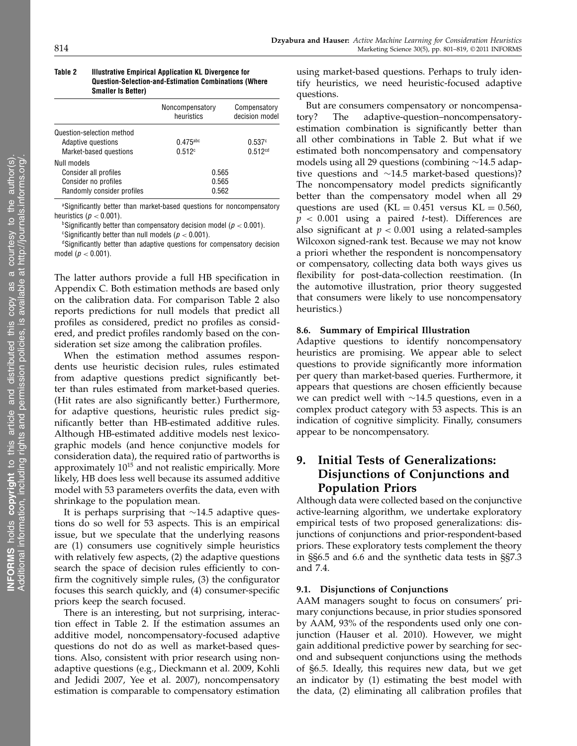**Table 2 Illustrative Empirical Application KL Divergence for Question-Selection-and-Estimation Combinations (Where Smaller Is Better)**

| | Noncompensatory heuristics | Compensatory decision model |
|---|---|---|
| Question-selection method | | |
| Adaptive questions | 0.475[abc] | 0.537[c] |
| Market-based questions | 0.512[c] | 0.512[cd] |
| Null models | | |
| Consider all profiles | 0.565 | |
| Consider no profiles | 0.565 | |
| Randomly consider profiles | 0.562 | |

[a]Significantly better than market-based questions for noncompensatory heuristics ($p < 0.001$).

[b]Significantly better than compensatory decision model ($p < 0.001$).

[c]Significantly better than null models ($p < 0.001$).

[d]Significantly better than adaptive questions for compensatory decision model ($p < 0.001$).

The latter authors provide a full HB specification in Appendix C. Both estimation methods are based only on the calibration data. For comparison Table 2 also reports predictions for null models that predict all profiles as considered, predict no profiles as considered, and predict profiles randomly based on the consideration set size among the calibration profiles.

When the estimation method assumes respondents use heuristic decision rules, rules estimated from adaptive questions predict significantly better than rules estimated from market-based queries. (Hit rates are also significantly better.) Furthermore, for adaptive questions, heuristic rules predict significantly better than HB-estimated additive rules. Although HB-estimated additive models nest lexicographic models (and hence conjunctive models for consideration data), the required ratio of partworths is approximately $10^{15}$ and not realistic empirically. More likely, HB does less well because its assumed additive model with 53 parameters overfits the data, even with shrinkage to the population mean.

It is perhaps surprising that ~14.5 adaptive questions do so well for 53 aspects. This is an empirical issue, but we speculate that the underlying reasons are (1) consumers use cognitively simple heuristics with relatively few aspects, (2) the adaptive questions search the space of decision rules efficiently to confirm the cognitively simple rules, (3) the configurator focuses this search quickly, and (4) consumer-specific priors keep the search focused.

There is an interesting, but not surprising, interaction effect in Table 2. If the estimation assumes an additive model, noncompensatory-focused adaptive questions do not do as well as market-based questions. Also, consistent with prior research using nonadaptive questions (e.g., Dieckmann et al. 2009, Kohli and Jedidi 2007, Yee et al. 2007), noncompensatory estimation is comparable to compensatory estimation using market-based questions. Perhaps to truly identify heuristics, we need heuristic-focused adaptive questions.

But are consumers compensatory or noncompensatory? The adaptive-question–noncompensatory-estimation combination is significantly better than all other combinations in Table 2. But what if we estimated both noncompensatory and compensatory models using all 29 questions (combining ~14.5 adaptive questions and ~14.5 market-based questions)? The noncompensatory model predicts significantly better than the compensatory model when all 29 questions are used ($KL = 0.451$ versus $KL = 0.560$, $p < 0.001$ using a paired $t$-test). Differences are also significant at $p < 0.001$ using a related-samples Wilcoxon signed-rank test. Because we may not know a priori whether the respondent is noncompensatory or compensatory, collecting data both ways gives us flexibility for post-data-collection reestimation. (In the automotive illustration, prior theory suggested that consumers were likely to use noncompensatory heuristics.)

### 8.6. Summary of Empirical Illustration

Adaptive questions to identify noncompensatory heuristics are promising. We appear able to select questions to provide significantly more information per query than market-based queries. Furthermore, it appears that questions are chosen efficiently because we can predict well with ~14.5 questions, even in a complex product category with 53 aspects. This is an indication of cognitive simplicity. Finally, consumers appear to be noncompensatory.

## 9. Initial Tests of Generalizations: Disjunctions of Conjunctions and Population Priors

Although data were collected based on the conjunctive active-learning algorithm, we undertake exploratory empirical tests of two proposed generalizations: disjunctions of conjunctions and prior-respondent-based priors. These exploratory tests complement the theory in §§6.5 and 6.6 and the synthetic data tests in §§7.3 and 7.4.

### 9.1. Disjunctions of Conjunctions

AAM managers sought to focus on consumers' primary conjunctions because, in prior studies sponsored by AAM, 93% of the respondents used only one conjunction (Hauser et al. 2010). However, we might gain additional predictive power by searching for second and subsequent conjunctions using the methods of §6.5. Ideally, this requires new data, but we get an indicator by (1) estimating the best model with the data, (2) eliminating all calibration profiles that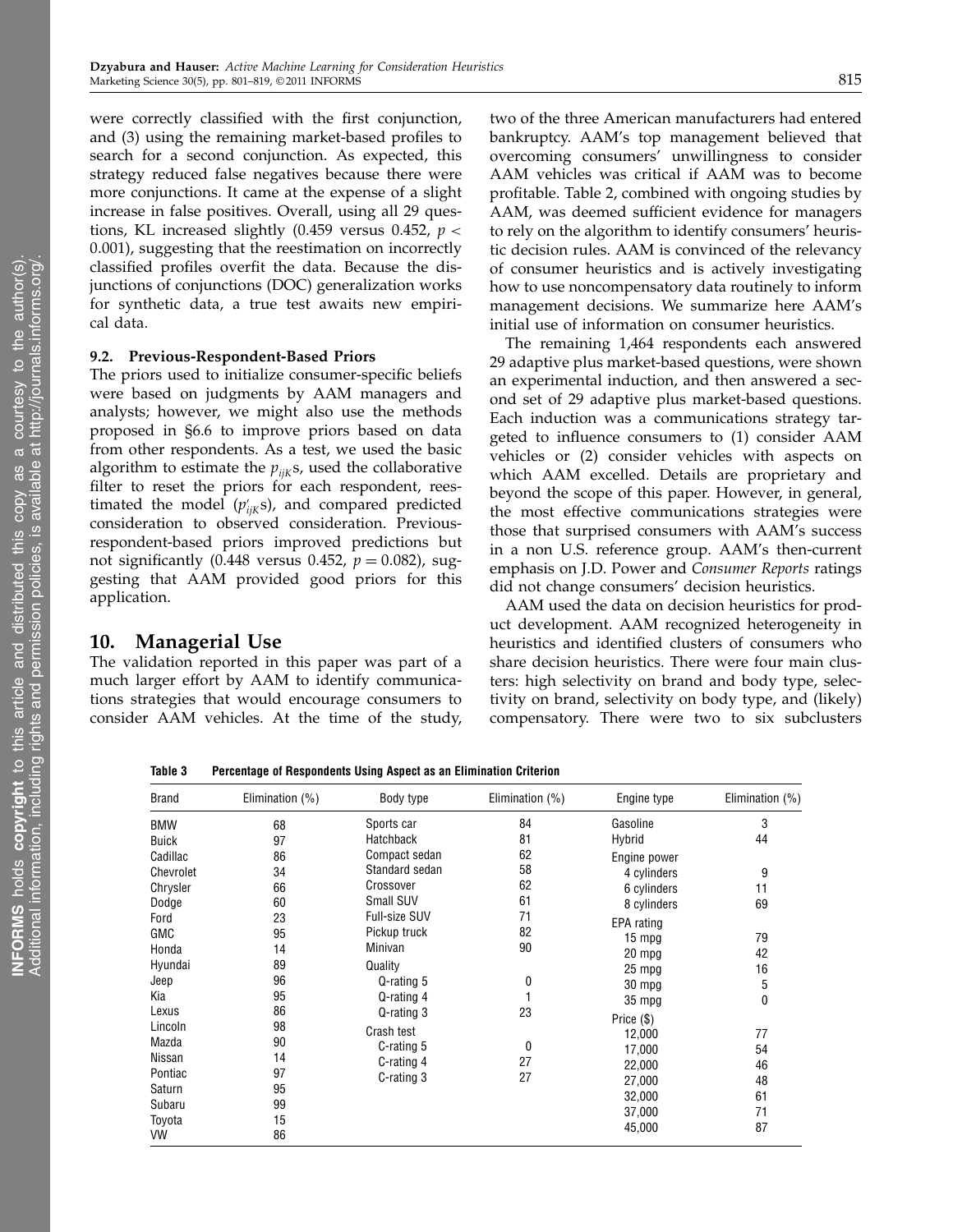were correctly classified with the first conjunction, and (3) using the remaining market-based profiles to search for a second conjunction. As expected, this strategy reduced false negatives because there were more conjunctions. It came at the expense of a slight increase in false positives. Overall, using all 29 questions, KL increased slightly (0.459 versus 0.452, $p < 0.001$), suggesting that the reestimation on incorrectly classified profiles overfit the data. Because the disjunctions of conjunctions (DOC) generalization works for synthetic data, a true test awaits new empirical data.

### 9.2. Previous-Respondent-Based Priors

The priors used to initialize consumer-specific beliefs were based on judgments by AAM managers and analysts; however, we might also use the methods proposed in §6.6 to improve priors based on data from other respondents. As a test, we used the basic algorithm to estimate the $p_{ijK}$s, used the collaborative filter to reset the priors for each respondent, reestimated the model ($p'_{ijK}$s), and compared predicted consideration to observed consideration. Previous-respondent-based priors improved predictions but not significantly (0.448 versus 0.452, $p = 0.082$), suggesting that AAM provided good priors for this application.

## 10. Managerial Use

The validation reported in this paper was part of a much larger effort by AAM to identify communications strategies that would encourage consumers to consider AAM vehicles. At the time of the study, two of the three American manufacturers had entered bankruptcy. AAM's top management believed that overcoming consumers' unwillingness to consider AAM vehicles was critical if AAM was to become profitable. Table 2, combined with ongoing studies by AAM, was deemed sufficient evidence for managers to rely on the algorithm to identify consumers' heuristic decision rules. AAM is convinced of the relevancy of consumer heuristics and is actively investigating how to use noncompensatory data routinely to inform management decisions. We summarize here AAM's initial use of information on consumer heuristics.

The remaining 1,464 respondents each answered 29 adaptive plus market-based questions, were shown an experimental induction, and then answered a second set of 29 adaptive plus market-based questions. Each induction was a communications strategy targeted to influence consumers to (1) consider AAM vehicles or (2) consider vehicles with aspects on which AAM excelled. Details are proprietary and beyond the scope of this paper. However, in general, the most effective communications strategies were those that surprised consumers with AAM's success in a non U.S. reference group. AAM's then-current emphasis on J.D. Power and *Consumer Reports* ratings did not change consumers' decision heuristics.

AAM used the data on decision heuristics for product development. AAM recognized heterogeneity in heuristics and identified clusters of consumers who share decision heuristics. There were four main clusters: high selectivity on brand and body type, selectivity on brand, selectivity on body type, and (likely) compensatory. There were two to six subclusters

**Table 3 Percentage of Respondents Using Aspect as an Elimination Criterion**

| Brand | Elimination (%) | Body type | Elimination (%) | Engine type | Elimination (%) |
|---|---|---|---|---|---|
| BMW | 68 | Sports car | 84 | Gasoline | 3 |
| Buick | 97 | Hatchback | 81 | Hybrid | 44 |
| Cadillac | 86 | Compact sedan | 62 | Engine power | |
| Chevrolet | 34 | Standard sedan | 58 | 4 cylinders | 9 |
| Chrysler | 66 | Crossover | 62 | 6 cylinders | 11 |
| Dodge | 60 | Small SUV | 61 | 8 cylinders | 69 |
| Ford | 23 | Full-size SUV | 71 | EPA rating | |
| GMC | 95 | Pickup truck | 82 | 15 mpg | 79 |
| Honda | 14 | Minivan | 90 | 20 mpg | 42 |
| Hyundai | 89 | Quality | | 25 mpg | 16 |
| Jeep | 96 | Q-rating 5 | 0 | 30 mpg | 5 |
| Kia | 95 | Q-rating 4 | 1 | 35 mpg | 0 |
| Lexus | 86 | Q-rating 3 | 23 | Price ($) | |
| Lincoln | 98 | Crash test | | 12,000 | 77 |
| Mazda | 90 | C-rating 5 | 0 | 17,000 | 54 |
| Nissan | 14 | C-rating 4 | 27 | 22,000 | 46 |
| Pontiac | 97 | C-rating 3 | 27 | 27,000 | 48 |
| Saturn | 95 | | | 32,000 | 61 |
| Subaru | 99 | | | 37,000 | 71 |
| Toyota | 15 | | | 45,000 | 87 |
| VW | 86 | | | | |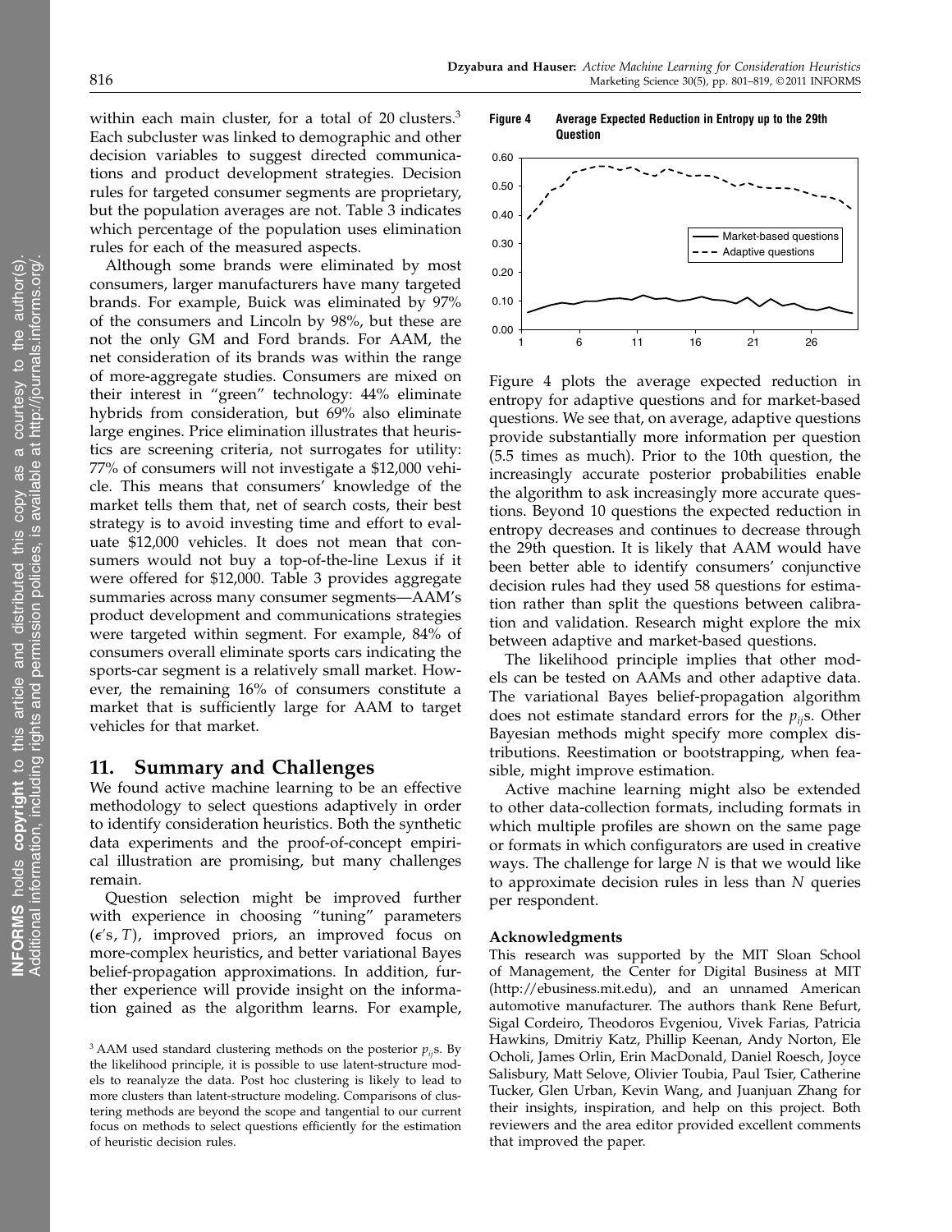within each main cluster, for a total of 20 clusters.[3] Each subcluster was linked to demographic and other decision variables to suggest directed communications and product development strategies. Decision rules for targeted consumer segments are proprietary, but the population averages are not. Table 3 indicates which percentage of the population uses elimination rules for each of the measured aspects.

Although some brands were eliminated by most consumers, larger manufacturers have many targeted brands. For example, Buick was eliminated by 97% of the consumers and Lincoln by 98%, but these are not the only GM and Ford brands. For AAM, the net consideration of its brands was within the range of more-aggregate studies. Consumers are mixed on their interest in "green" technology: 44% eliminate hybrids from consideration, but 69% also eliminate large engines. Price elimination illustrates that heuristics are screening criteria, not surrogates for utility: 77% of consumers will not investigate a \$12,000 vehicle. This means that consumers' knowledge of the market tells them that, net of search costs, their best strategy is to avoid investing time and effort to evaluate \$12,000 vehicles. It does not mean that consumers would not buy a top-of-the-line Lexus if it were offered for \$12,000. Table 3 provides aggregate summaries across many consumer segments—AAM's product development and communications strategies were targeted within segment. For example, 84% of consumers overall eliminate sports cars indicating the sports-car segment is a relatively small market. However, the remaining 16% of consumers constitute a market that is sufficiently large for AAM to target vehicles for that market.

## 11. Summary and Challenges

We found active machine learning to be an effective methodology to select questions adaptively in order to identify consideration heuristics. Both the synthetic data experiments and the proof-of-concept empirical illustration are promising, but many challenges remain.

Question selection might be improved further with experience in choosing "tuning" parameters ($\epsilon$'s, $T$), improved priors, an improved focus on more-complex heuristics, and better variational Bayes belief-propagation approximations. In addition, further experience will provide insight on the information gained as the algorithm learns. For example,

[3] AAM used standard clustering methods on the posterior $p_{ij}$s. By the likelihood principle, it is possible to use latent-structure models to reanalyze the data. Post hoc clustering is likely to lead to more clusters than latent-structure modeling. Comparisons of clustering methods are beyond the scope and tangential to our current focus on methods to select questions efficiently for the estimation of heuristic decision rules.

**Figure 4 Average Expected Reduction in Entropy up to the 29th Question**

Figure 4 plots the average expected reduction in entropy for adaptive questions and for market-based questions. We see that, on average, adaptive questions provide substantially more information per question (5.5 times as much). Prior to the 10th question, the increasingly accurate posterior probabilities enable the algorithm to ask increasingly more accurate questions. Beyond 10 questions the expected reduction in entropy decreases and continues to decrease through the 29th question. It is likely that AAM would have been better able to identify consumers' conjunctive decision rules had they used 58 questions for estimation rather than split the questions between calibration and validation. Research might explore the mix between adaptive and market-based questions.

The likelihood principle implies that other models can be tested on AAMs and other adaptive data. The variational Bayes belief-propagation algorithm does not estimate standard errors for the $p_{ij}$s. Other Bayesian methods might specify more complex distributions. Reestimation or bootstrapping, when feasible, might improve estimation.

Active machine learning might also be extended to other data-collection formats, including formats in which multiple profiles are shown on the same page or formats in which configurators are used in creative ways. The challenge for large $N$ is that we would like to approximate decision rules in less than $N$ queries per respondent.

### Acknowledgments

This research was supported by the MIT Sloan School of Management, the Center for Digital Business at MIT (http://ebusiness.mit.edu), and an unnamed American automotive manufacturer. The authors thank Rene Befurt, Sigal Cordeiro, Theodoros Evgeniou, Vivek Farias, Patricia Hawkins, Dmitriy Katz, Phillip Keenan, Andy Norton, Ele Ocholi, James Orlin, Erin MacDonald, Daniel Roesch, Joyce Salisbury, Matt Selove, Olivier Toubia, Paul Tsier, Catherine Tucker, Glen Urban, Kevin Wang, and Juanjuan Zhang for their insights, inspiration, and help on this project. Both reviewers and the area editor provided excellent comments that improved the paper.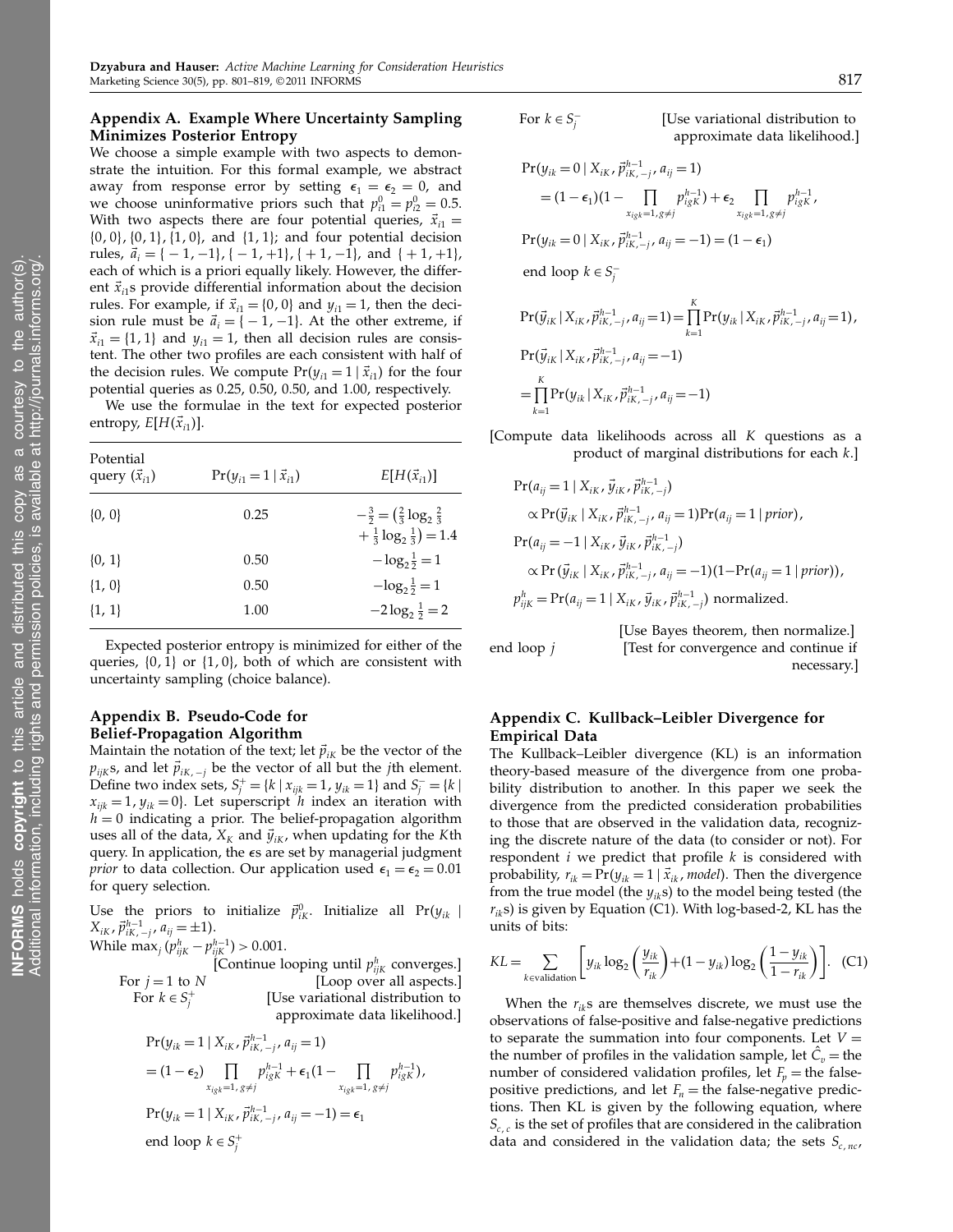## Appendix A. Example Where Uncertainty Sampling Minimizes Posterior Entropy

We choose a simple example with two aspects to demonstrate the intuition. For this formal example, we abstract away from response error by setting $\epsilon_1 = \epsilon_2 = 0$, and we choose uninformative priors such that $p_{i1}^0 = p_{i2}^0 = 0.5$. With two aspects there are four potential queries, $\vec{x}_{i1} = \{0, 0\}, \{0, 1\}, \{1, 0\}$, and $\{1, 1\}$; and four potential decision rules, $\vec{a}_i = \{-1, -1\}, \{-1, +1\}, \{+1, -1\}$, and $\{+1, +1\}$, each of which is a priori equally likely. However, the different $\vec{x}_{i1}$s provide differential information about the decision rules. For example, if $\vec{x}_{i1} = \{0, 0\}$ and $y_{i1} = 1$, then the decision rule must be $\vec{a}_i = \{-1, -1\}$. At the other extreme, if $\vec{x}_{i1} = \{1, 1\}$ and $y_{i1} = 1$, then all decision rules are consistent. The other two profiles are each consistent with half of the decision rules. We compute $\Pr(y_{i1} = 1 \mid \vec{x}_{i1})$ for the four potential queries as 0.25, 0.50, 0.50, and 1.00, respectively.

We use the formulae in the text for expected posterior entropy, $E[H(\vec{x}_{i1})]$.

| Potential query ($\vec{x}_{i1}$) | $\Pr(y_{i1} = 1 \mid \vec{x}_{i1})$ | $E[H(\vec{x}_{i1})]$ |
|---|---|---|
| {0, 0} | 0.25 | $-\frac{3}{2} = \left(\frac{2}{3}\log_2\frac{2}{3} + \frac{1}{3}\log_2\frac{1}{3}\right) = 1.4$ |
| {0, 1} | 0.50 | $-\log_2\frac{1}{2} = 1$ |
| {1, 0} | 0.50 | $-\log_2\frac{1}{2} = 1$ |
| {1, 1} | 1.00 | $-2\log_2\frac{1}{2} = 2$ |

Expected posterior entropy is minimized for either of the queries, {0, 1} or {1, 0}, both of which are consistent with uncertainty sampling (choice balance).

## Appendix B. Pseudo-Code for Belief-Propagation Algorithm

Maintain the notation of the text; let $\vec{p}_{iK}$ be the vector of the $p_{ijK}$s, and let $\vec{p}_{iK,-j}$ be the vector of all but the $j$th element. Define two index sets, $S_j^+ = \{k \mid x_{ijk} = 1, y_{ik} = 1\}$ and $S_j^- = \{k \mid x_{ijk} = 1, y_{ik} = 0\}$. Let superscript $h$ index an iteration with $h = 0$ indicating a prior. The belief-propagation algorithm uses all of the data, $X_K$ and $\vec{y}_{iK}$, when updating for the $K$th query. In application, the $\epsilon$s are set by managerial judgment *prior* to data collection. Our application used $\epsilon_1 = \epsilon_2 = 0.01$ for query selection.

Use the priors to initialize $\vec{p}_{iK}^0$. Initialize all $\Pr(y_{ik} \mid X_{iK}, \vec{p}_{iK,-j}^{h-1}, a_{ij} = \pm 1)$.

While $\max_j (p_{ijK}^h - p_{ijK}^{h-1}) > 0.001$. [Continue looping until $p_{ijK}^h$ converges.]

For $j = 1$ to $N$ [Loop over all aspects.]

For $k \in S_j^+$ [Use variational distribution to approximate data likelihood.]

$$\Pr(y_{ik} = 1 \mid X_{iK}, \vec{p}_{iK,-j}^{h-1}, a_{ij} = 1) = (1-\epsilon_2)\prod_{x_{igk}=1,\, g\neq j} p_{igK}^{h-1} + \epsilon_1\Big(1 - \prod_{x_{igk}=1,\, g\neq j} p_{igK}^{h-1}\Big),$$

$$\Pr(y_{ik} = 1 \mid X_{iK}, \vec{p}_{iK,-j}^{h-1}, a_{ij} = -1) = \epsilon_1$$

end loop $k \in S_j^+$

For $k \in S_j^-$ [Use variational distribution to approximate data likelihood.]

$$\Pr(y_{ik} = 0 \mid X_{iK}, \vec{p}_{iK,-j}^{h-1}, a_{ij} = 1) = (1-\epsilon_1)\Big(1 - \prod_{x_{igk}=1,\, g\neq j} p_{igK}^{h-1}\Big) + \epsilon_2\prod_{x_{igk}=1,\, g\neq j} p_{igK}^{h-1},$$

$$\Pr(y_{ik} = 0 \mid X_{iK}, \vec{p}_{iK,-j}^{h-1}, a_{ij} = -1) = (1-\epsilon_1)$$

end loop $k \in S_j^-$

$$\Pr(\vec{y}_{iK} \mid X_{iK}, \vec{p}_{iK,-j}^{h-1}, a_{ij} = 1) = \prod_{k=1}^{K}\Pr(y_{ik} \mid X_{iK}, \vec{p}_{iK,-j}^{h-1}, a_{ij} = 1),$$

$$\Pr(\vec{y}_{iK} \mid X_{iK}, \vec{p}_{iK,-j}^{h-1}, a_{ij} = -1) = \prod_{k=1}^{K}\Pr(y_{ik} \mid X_{iK}, \vec{p}_{iK,-j}^{h-1}, a_{ij} = -1)$$

[Compute data likelihoods across all $K$ questions as a product of marginal distributions for each $k$.]

$$\Pr(a_{ij} = 1 \mid X_{iK}, \vec{y}_{iK}, \vec{p}_{iK,-j}^{h-1}) \propto \Pr(\vec{y}_{iK} \mid X_{iK}, \vec{p}_{iK,-j}^{h-1}, a_{ij} = 1)\Pr(a_{ij} = 1 \mid prior),$$

$$\Pr(a_{ij} = -1 \mid X_{iK}, \vec{y}_{iK}, \vec{p}_{iK,-j}^{h-1}) \propto \Pr(\vec{y}_{iK} \mid X_{iK}, \vec{p}_{iK,-j}^{h-1}, a_{ij} = -1)(1 - \Pr(a_{ij} = 1 \mid prior)),$$

$p_{ijK}^h = \Pr(a_{ij} = 1 \mid X_{iK}, \vec{y}_{iK}, \vec{p}_{iK,-j}^{h-1})$ normalized.

[Use Bayes theorem, then normalize.]

end loop $j$ [Test for convergence and continue if necessary.]

## Appendix C. Kullback–Leibler Divergence for Empirical Data

The Kullback–Leibler divergence (KL) is an information theory-based measure of the divergence from one probability distribution to another. In this paper we seek the divergence from the predicted consideration probabilities to those that are observed in the validation data, recognizing the discrete nature of the data (to consider or not). For respondent $i$ we predict that profile $k$ is considered with probability, $r_{ik} = \Pr(y_{ik} = 1 \mid \vec{x}_{ik}, model)$. Then the divergence from the true model (the $y_{ik}$s) to the model being tested (the $r_{ik}$s) is given by Equation (C1). With log-based-2, KL has the units of bits:

$$KL = \sum_{k \in \text{validation}}\left[y_{ik}\log_2\left(\frac{y_{ik}}{r_{ik}}\right) + (1 - y_{ik})\log_2\left(\frac{1 - y_{ik}}{1 - r_{ik}}\right)\right]. \quad \text{(C1)}$$

When the $r_{ik}$s are themselves discrete, we must use the observations of false-positive and false-negative predictions to separate the summation into four components. Let $V =$ the number of profiles in the validation sample, let $\hat{C}_v =$ the number of considered validation profiles, let $F_p =$ the false-positive predictions, and let $F_n =$ the false-negative predictions. Then KL is given by the following equation, where $S_{c,c}$ is the set of profiles that are considered in the calibration data and considered in the validation data; the sets $S_{c,nc}$,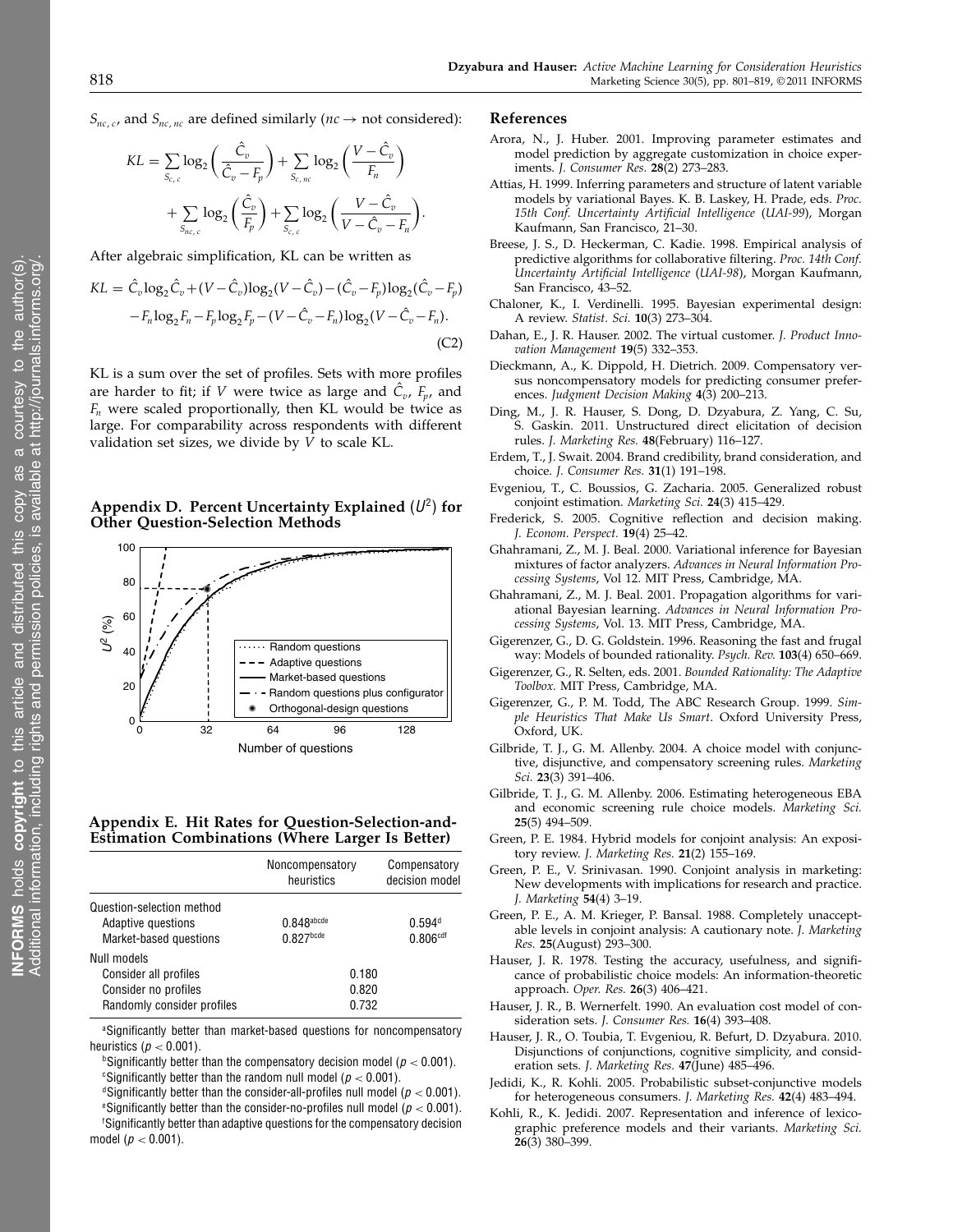$S_{nc,c}$, and $S_{nc,nc}$ are defined similarly ($nc \rightarrow$ not considered):

$$KL = \sum_{S_{c,c}} \log_2\left(\frac{\hat{C}_v}{\hat{C}_v - F_p}\right) + \sum_{S_{c,nc}} \log_2\left(\frac{V-\hat{C}_v}{F_n}\right) + \sum_{S_{nc,c}} \log_2\left(\frac{\hat{C}_v}{F_p}\right) + \sum_{S_{c,c}} \log_2\left(\frac{V-\hat{C}_v}{V-\hat{C}_v - F_n}\right).$$

After algebraic simplification, KL can be written as

$$KL = \hat{C}_v \log_2 \hat{C}_v + (V-\hat{C}_v)\log_2(V-\hat{C}_v) - (\hat{C}_v - F_p)\log_2(\hat{C}_v - F_p) - F_n \log_2 F_n - F_p \log_2 F_p - (V - \hat{C}_v - F_n)\log_2(V-\hat{C}_v - F_n). \quad \text{(C2)}$$

KL is a sum over the set of profiles. Sets with more profiles are harder to fit; if $V$ were twice as large and $\hat{C}_v$, $F_p$, and $F_n$ were scaled proportionally, then KL would be twice as large. For comparability across respondents with different validation set sizes, we divide by $V$ to scale KL.

## Appendix D. Percent Uncertainty Explained ($U^2$) for Other Question-Selection Methods

## Appendix E. Hit Rates for Question-Selection-and-Estimation Combinations (Where Larger Is Better)

| | Noncompensatory heuristics | Compensatory decision model |
|---|---|---|
| Question-selection method | | |
| Adaptive questions | 0.848[abcde] | 0.594[d] |
| Market-based questions | 0.827[bcde] | 0.806[cdf] |
| Null models | | |
| Consider all profiles | 0.180 | |
| Consider no profiles | 0.820 | |
| Randomly consider profiles | 0.732 | |

[a]Significantly better than market-based questions for noncompensatory heuristics ($p < 0.001$).

[b]Significantly better than the compensatory decision model ($p < 0.001$).

[c]Significantly better than the random null model ($p < 0.001$).

[d]Significantly better than the consider-all-profiles null model ($p < 0.001$).

[e]Significantly better than the consider-no-profiles null model ($p < 0.001$).

[f]Significantly better than adaptive questions for the compensatory decision model ($p < 0.001$).

## References

Arora, N., J. Huber. 2001. Improving parameter estimates and model prediction by aggregate customization in choice experiments. *J. Consumer Res.* **28**(2) 273–283.

Attias, H. 1999. Inferring parameters and structure of latent variable models by variational Bayes. K. B. Laskey, H. Prade, eds. *Proc. 15th Conf. Uncertainty Artificial Intelligence* (*UAI-99*), Morgan Kaufmann, San Francisco, 21–30.

Breese, J. S., D. Heckerman, C. Kadie. 1998. Empirical analysis of predictive algorithms for collaborative filtering. *Proc. 14th Conf. Uncertainty Artificial Intelligence* (*UAI-98*), Morgan Kaufmann, San Francisco, 43–52.

Chaloner, K., I. Verdinelli. 1995. Bayesian experimental design: A review. *Statist. Sci.* **10**(3) 273–304.

Dahan, E., J. R. Hauser. 2002. The virtual customer. *J. Product Innovation Management* **19**(5) 332–353.

Dieckmann, A., K. Dippold, H. Dietrich. 2009. Compensatory versus noncompensatory models for predicting consumer preferences. *Judgment Decision Making* **4**(3) 200–213.

Ding, M., J. R. Hauser, S. Dong, D. Dzyabura, Z. Yang, C. Su, S. Gaskin. 2011. Unstructured direct elicitation of decision rules. *J. Marketing Res.* **48**(February) 116–127.

Erdem, T., J. Swait. 2004. Brand credibility, brand consideration, and choice. *J. Consumer Res.* **31**(1) 191–198.

Evgeniou, T., C. Boussios, G. Zacharia. 2005. Generalized robust conjoint estimation. *Marketing Sci.* **24**(3) 415–429.

Frederick, S. 2005. Cognitive reflection and decision making. *J. Econom. Perspect.* **19**(4) 25–42.

Ghahramani, Z., M. J. Beal. 2000. Variational inference for Bayesian mixtures of factor analyzers. *Advances in Neural Information Processing Systems*, Vol 12. MIT Press, Cambridge, MA.

Ghahramani, Z., M. J. Beal. 2001. Propagation algorithms for variational Bayesian learning. *Advances in Neural Information Processing Systems*, Vol. 13. MIT Press, Cambridge, MA.

Gigerenzer, G., D. G. Goldstein. 1996. Reasoning the fast and frugal way: Models of bounded rationality. *Psych. Rev.* **103**(4) 650–669.

Gigerenzer, G., R. Selten, eds. 2001. *Bounded Rationality: The Adaptive Toolbox.* MIT Press, Cambridge, MA.

Gigerenzer, G., P. M. Todd, The ABC Research Group. 1999. *Simple Heuristics That Make Us Smart*. Oxford University Press, Oxford, UK.

Gilbride, T. J., G. M. Allenby. 2004. A choice model with conjunctive, disjunctive, and compensatory screening rules. *Marketing Sci.* **23**(3) 391–406.

Gilbride, T. J., G. M. Allenby. 2006. Estimating heterogeneous EBA and economic screening rule choice models. *Marketing Sci.* **25**(5) 494–509.

Green, P. E. 1984. Hybrid models for conjoint analysis: An expository review. *J. Marketing Res.* **21**(2) 155–169.

Green, P. E., V. Srinivasan. 1990. Conjoint analysis in marketing: New developments with implications for research and practice. *J. Marketing* **54**(4) 3–19.

Green, P. E., A. M. Krieger, P. Bansal. 1988. Completely unacceptable levels in conjoint analysis: A cautionary note. *J. Marketing Res.* **25**(August) 293–300.

Hauser, J. R. 1978. Testing the accuracy, usefulness, and significance of probabilistic choice models: An information-theoretic approach. *Oper. Res.* **26**(3) 406–421.

Hauser, J. R., B. Wernerfelt. 1990. An evaluation cost model of consideration sets. *J. Consumer Res.* **16**(4) 393–408.

Hauser, J. R., O. Toubia, T. Evgeniou, R. Befurt, D. Dzyabura. 2010. Disjunctions of conjunctions, cognitive simplicity, and consideration sets. *J. Marketing Res.* **47**(June) 485–496.

Jedidi, K., R. Kohli. 2005. Probabilistic subset-conjunctive models for heterogeneous consumers. *J. Marketing Res.* **42**(4) 483–494.

Kohli, R., K. Jedidi. 2007. Representation and inference of lexicographic preference models and their variants. *Marketing Sci.* **26**(3) 380–399.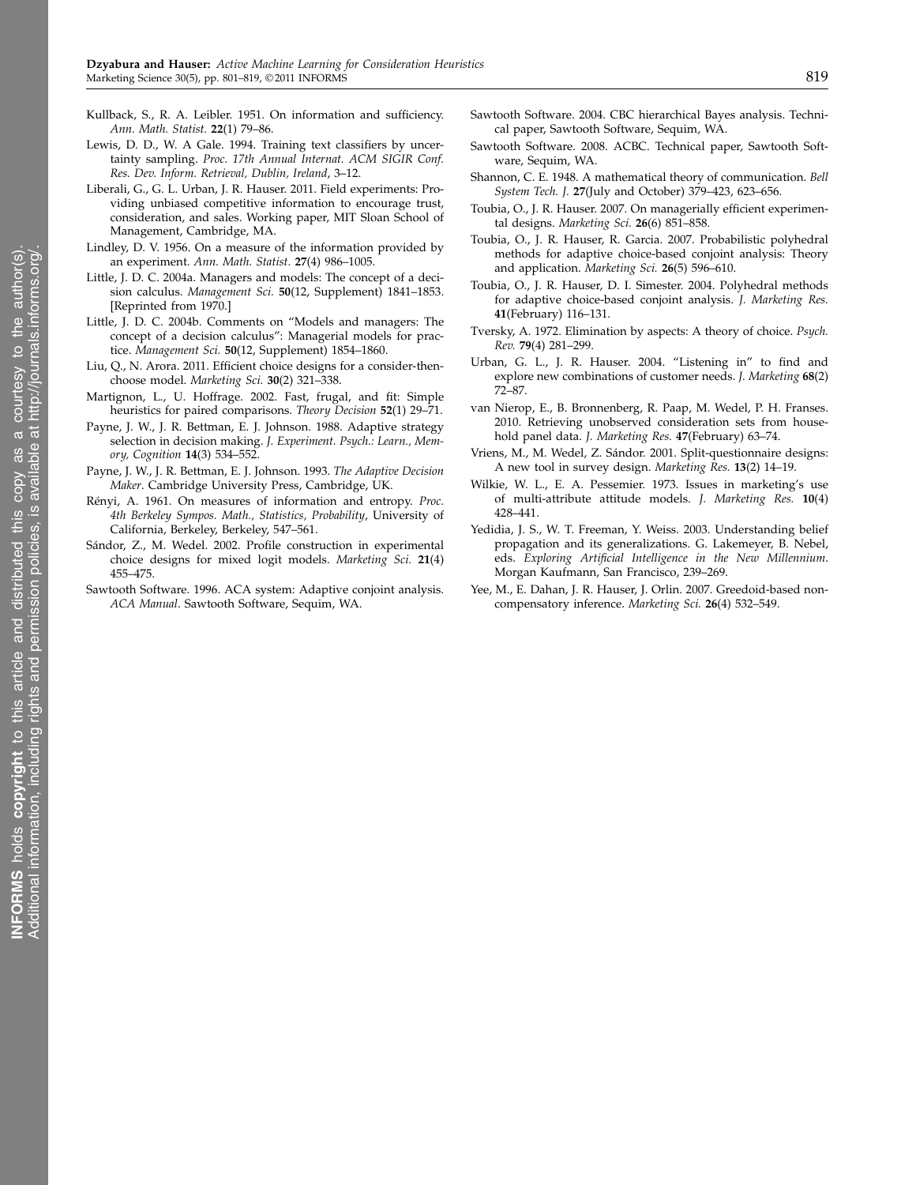Kullback, S., R. A. Leibler. 1951. On information and sufficiency. *Ann. Math. Statist.* **22**(1) 79–86.

Lewis, D. D., W. A Gale. 1994. Training text classifiers by uncertainty sampling. *Proc. 17th Annual Internat. ACM SIGIR Conf. Res. Dev. Inform. Retrieval, Dublin, Ireland*, 3–12.

Liberali, G., G. L. Urban, J. R. Hauser. 2011. Field experiments: Providing unbiased competitive information to encourage trust, consideration, and sales. Working paper, MIT Sloan School of Management, Cambridge, MA.

Lindley, D. V. 1956. On a measure of the information provided by an experiment. *Ann. Math. Statist.* **27**(4) 986–1005.

Little, J. D. C. 2004a. Managers and models: The concept of a decision calculus. *Management Sci.* **50**(12, Supplement) 1841–1853. [Reprinted from 1970.]

Little, J. D. C. 2004b. Comments on "Models and managers: The concept of a decision calculus": Managerial models for practice. *Management Sci.* **50**(12, Supplement) 1854–1860.

Liu, Q., N. Arora. 2011. Efficient choice designs for a consider-then-choose model. *Marketing Sci.* **30**(2) 321–338.

Martignon, L., U. Hoffrage. 2002. Fast, frugal, and fit: Simple heuristics for paired comparisons. *Theory Decision* **52**(1) 29–71.

Payne, J. W., J. R. Bettman, E. J. Johnson. 1988. Adaptive strategy selection in decision making. *J. Experiment. Psych.: Learn., Memory, Cognition* **14**(3) 534–552.

Payne, J. W., J. R. Bettman, E. J. Johnson. 1993. *The Adaptive Decision Maker*. Cambridge University Press, Cambridge, UK.

Rényi, A. 1961. On measures of information and entropy. *Proc. 4th Berkeley Sympos. Math., Statistics, Probability*, University of California, Berkeley, Berkeley, 547–561.

Sándor, Z., M. Wedel. 2002. Profile construction in experimental choice designs for mixed logit models. *Marketing Sci.* **21**(4) 455–475.

Sawtooth Software. 1996. ACA system: Adaptive conjoint analysis. *ACA Manual*. Sawtooth Software, Sequim, WA.

Sawtooth Software. 2004. CBC hierarchical Bayes analysis. Technical paper, Sawtooth Software, Sequim, WA.

Sawtooth Software. 2008. ACBC. Technical paper, Sawtooth Software, Sequim, WA.

Shannon, C. E. 1948. A mathematical theory of communication. *Bell System Tech. J.* **27**(July and October) 379–423, 623–656.

Toubia, O., J. R. Hauser. 2007. On managerially efficient experimental designs. *Marketing Sci.* **26**(6) 851–858.

Toubia, O., J. R. Hauser, R. Garcia. 2007. Probabilistic polyhedral methods for adaptive choice-based conjoint analysis: Theory and application. *Marketing Sci.* **26**(5) 596–610.

Toubia, O., J. R. Hauser, D. I. Simester. 2004. Polyhedral methods for adaptive choice-based conjoint analysis. *J. Marketing Res.* **41**(February) 116–131.

Tversky, A. 1972. Elimination by aspects: A theory of choice. *Psych. Rev.* **79**(4) 281–299.

Urban, G. L., J. R. Hauser. 2004. "Listening in" to find and explore new combinations of customer needs. *J. Marketing* **68**(2) 72–87.

van Nierop, E., B. Bronnenberg, R. Paap, M. Wedel, P. H. Franses. 2010. Retrieving unobserved consideration sets from household panel data. *J. Marketing Res.* **47**(February) 63–74.

Vriens, M., M. Wedel, Z. Sándor. 2001. Split-questionnaire designs: A new tool in survey design. *Marketing Res.* **13**(2) 14–19.

Wilkie, W. L., E. A. Pessemier. 1973. Issues in marketing's use of multi-attribute attitude models. *J. Marketing Res.* **10**(4) 428–441.

Yedidia, J. S., W. T. Freeman, Y. Weiss. 2003. Understanding belief propagation and its generalizations. G. Lakemeyer, B. Nebel, eds. *Exploring Artificial Intelligence in the New Millennium*. Morgan Kaufmann, San Francisco, 239–269.

Yee, M., E. Dahan, J. R. Hauser, J. Orlin. 2007. Greedoid-based noncompensatory inference. *Marketing Sci.* **26**(4) 532–549.